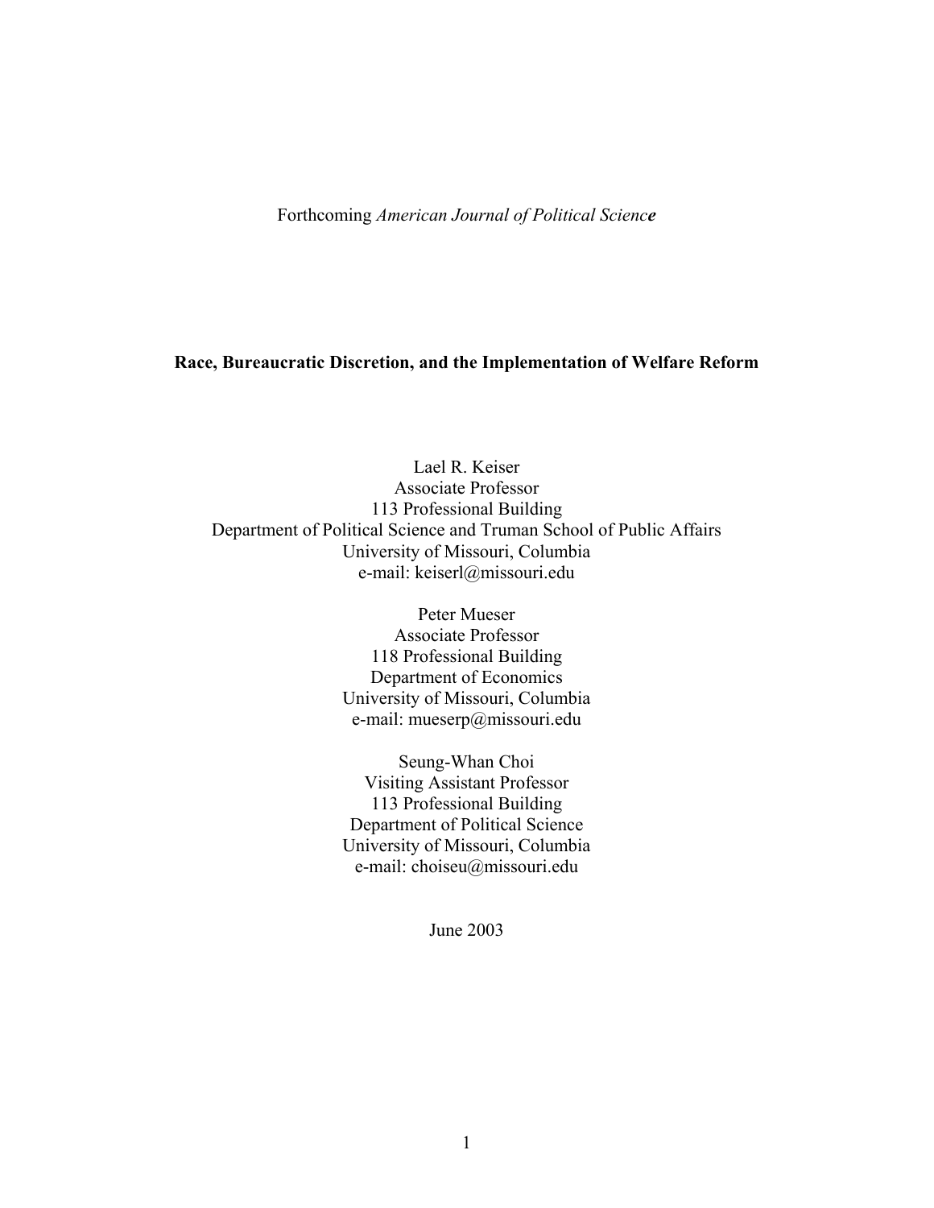Forthcoming *American Journal of Political Science*

**Race, Bureaucratic Discretion, and the Implementation of Welfare Reform**

Lael R. Keiser
Associate Professor
113 Professional Building
Department of Political Science and Truman School of Public Affairs
University of Missouri, Columbia
e-mail: keiserl@missouri.edu

Peter Mueser
Associate Professor
118 Professional Building
Department of Economics
University of Missouri, Columbia
e-mail: mueserp@missouri.edu

Seung-Whan Choi
Visiting Assistant Professor
113 Professional Building
Department of Political Science
University of Missouri, Columbia
e-mail: choiseu@missouri.edu

June 2003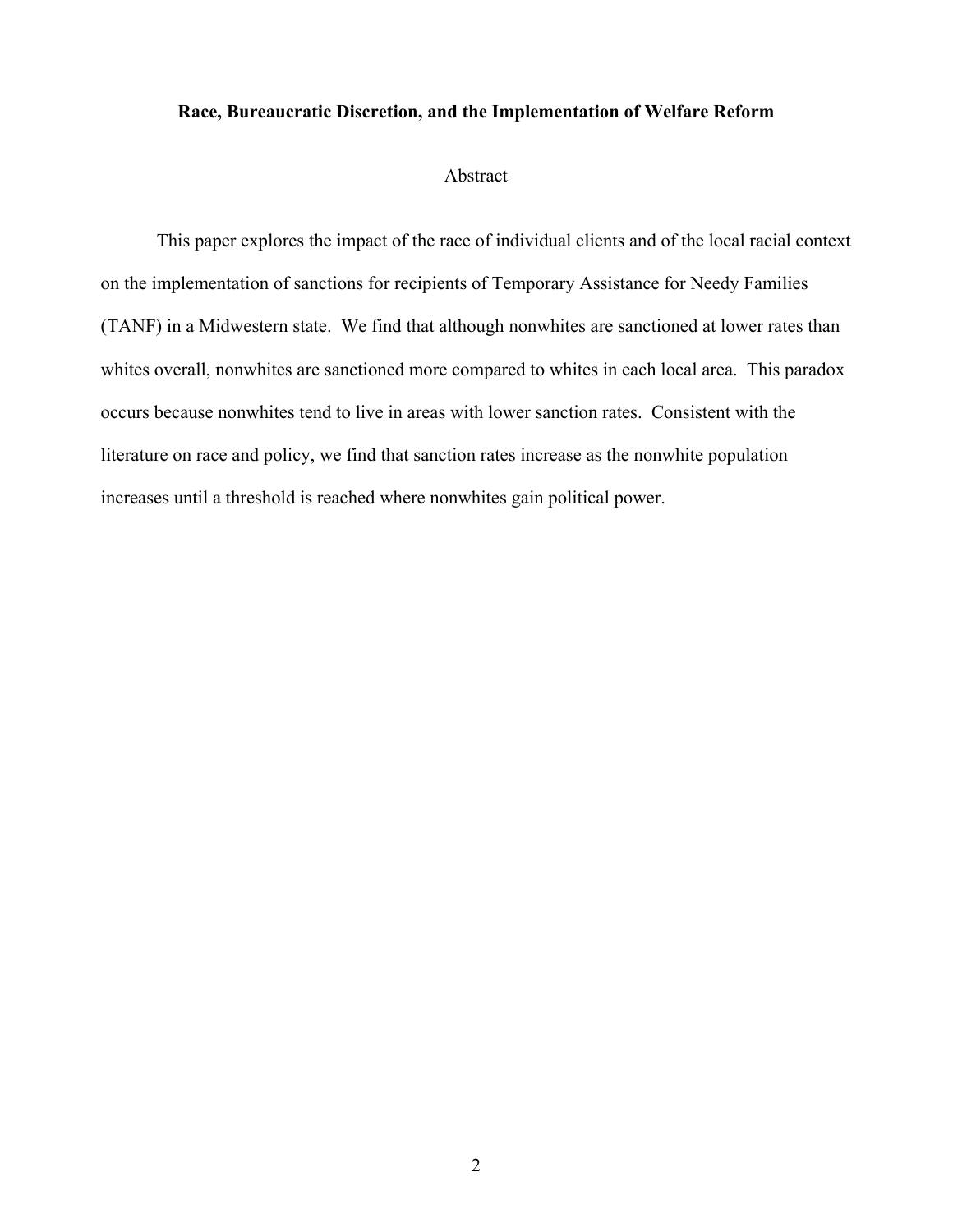**Race, Bureaucratic Discretion, and the Implementation of Welfare Reform**

Abstract

This paper explores the impact of the race of individual clients and of the local racial context on the implementation of sanctions for recipients of Temporary Assistance for Needy Families (TANF) in a Midwestern state. We find that although nonwhites are sanctioned at lower rates than whites overall, nonwhites are sanctioned more compared to whites in each local area. This paradox occurs because nonwhites tend to live in areas with lower sanction rates. Consistent with the literature on race and policy, we find that sanction rates increase as the nonwhite population increases until a threshold is reached where nonwhites gain political power.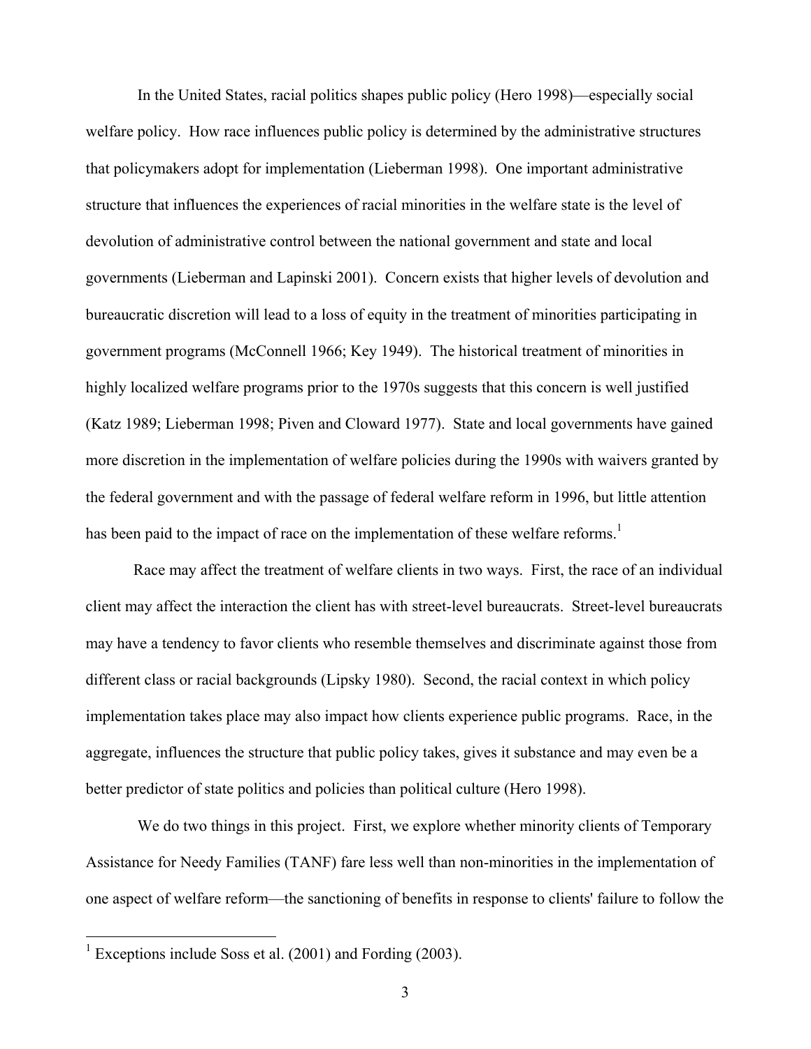In the United States, racial politics shapes public policy (Hero 1998)—especially social welfare policy. How race influences public policy is determined by the administrative structures that policymakers adopt for implementation (Lieberman 1998). One important administrative structure that influences the experiences of racial minorities in the welfare state is the level of devolution of administrative control between the national government and state and local governments (Lieberman and Lapinski 2001). Concern exists that higher levels of devolution and bureaucratic discretion will lead to a loss of equity in the treatment of minorities participating in government programs (McConnell 1966; Key 1949). The historical treatment of minorities in highly localized welfare programs prior to the 1970s suggests that this concern is well justified (Katz 1989; Lieberman 1998; Piven and Cloward 1977). State and local governments have gained more discretion in the implementation of welfare policies during the 1990s with waivers granted by the federal government and with the passage of federal welfare reform in 1996, but little attention has been paid to the impact of race on the implementation of these welfare reforms.[1]

Race may affect the treatment of welfare clients in two ways. First, the race of an individual client may affect the interaction the client has with street-level bureaucrats. Street-level bureaucrats may have a tendency to favor clients who resemble themselves and discriminate against those from different class or racial backgrounds (Lipsky 1980). Second, the racial context in which policy implementation takes place may also impact how clients experience public programs. Race, in the aggregate, influences the structure that public policy takes, gives it substance and may even be a better predictor of state politics and policies than political culture (Hero 1998).

We do two things in this project. First, we explore whether minority clients of Temporary Assistance for Needy Families (TANF) fare less well than non-minorities in the implementation of one aspect of welfare reform—the sanctioning of benefits in response to clients' failure to follow the

[1] Exceptions include Soss et al. (2001) and Fording (2003).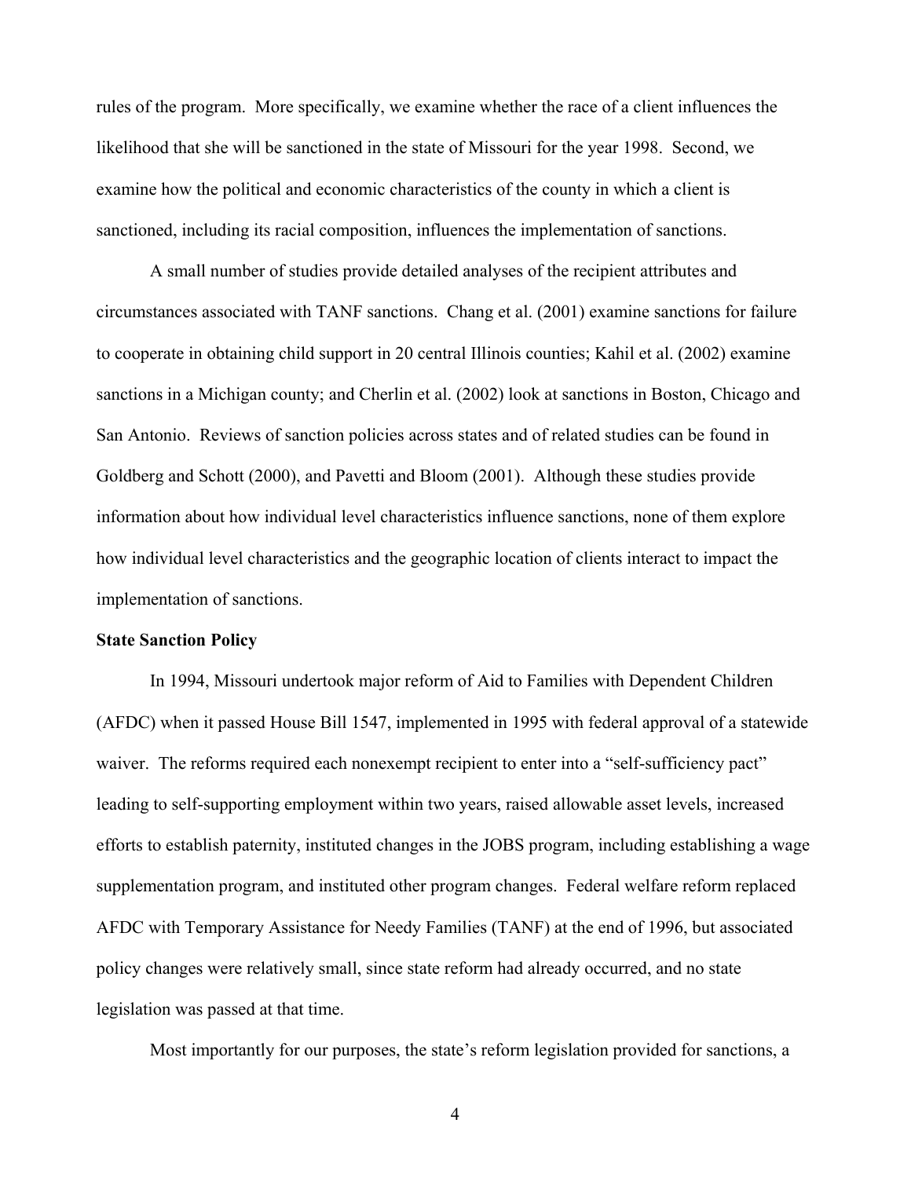rules of the program. More specifically, we examine whether the race of a client influences the likelihood that she will be sanctioned in the state of Missouri for the year 1998. Second, we examine how the political and economic characteristics of the county in which a client is sanctioned, including its racial composition, influences the implementation of sanctions.

A small number of studies provide detailed analyses of the recipient attributes and circumstances associated with TANF sanctions. Chang et al. (2001) examine sanctions for failure to cooperate in obtaining child support in 20 central Illinois counties; Kahil et al. (2002) examine sanctions in a Michigan county; and Cherlin et al. (2002) look at sanctions in Boston, Chicago and San Antonio. Reviews of sanction policies across states and of related studies can be found in Goldberg and Schott (2000), and Pavetti and Bloom (2001). Although these studies provide information about how individual level characteristics influence sanctions, none of them explore how individual level characteristics and the geographic location of clients interact to impact the implementation of sanctions.

**State Sanction Policy**

In 1994, Missouri undertook major reform of Aid to Families with Dependent Children (AFDC) when it passed House Bill 1547, implemented in 1995 with federal approval of a statewide waiver. The reforms required each nonexempt recipient to enter into a "self-sufficiency pact" leading to self-supporting employment within two years, raised allowable asset levels, increased efforts to establish paternity, instituted changes in the JOBS program, including establishing a wage supplementation program, and instituted other program changes. Federal welfare reform replaced AFDC with Temporary Assistance for Needy Families (TANF) at the end of 1996, but associated policy changes were relatively small, since state reform had already occurred, and no state legislation was passed at that time.

Most importantly for our purposes, the state's reform legislation provided for sanctions, a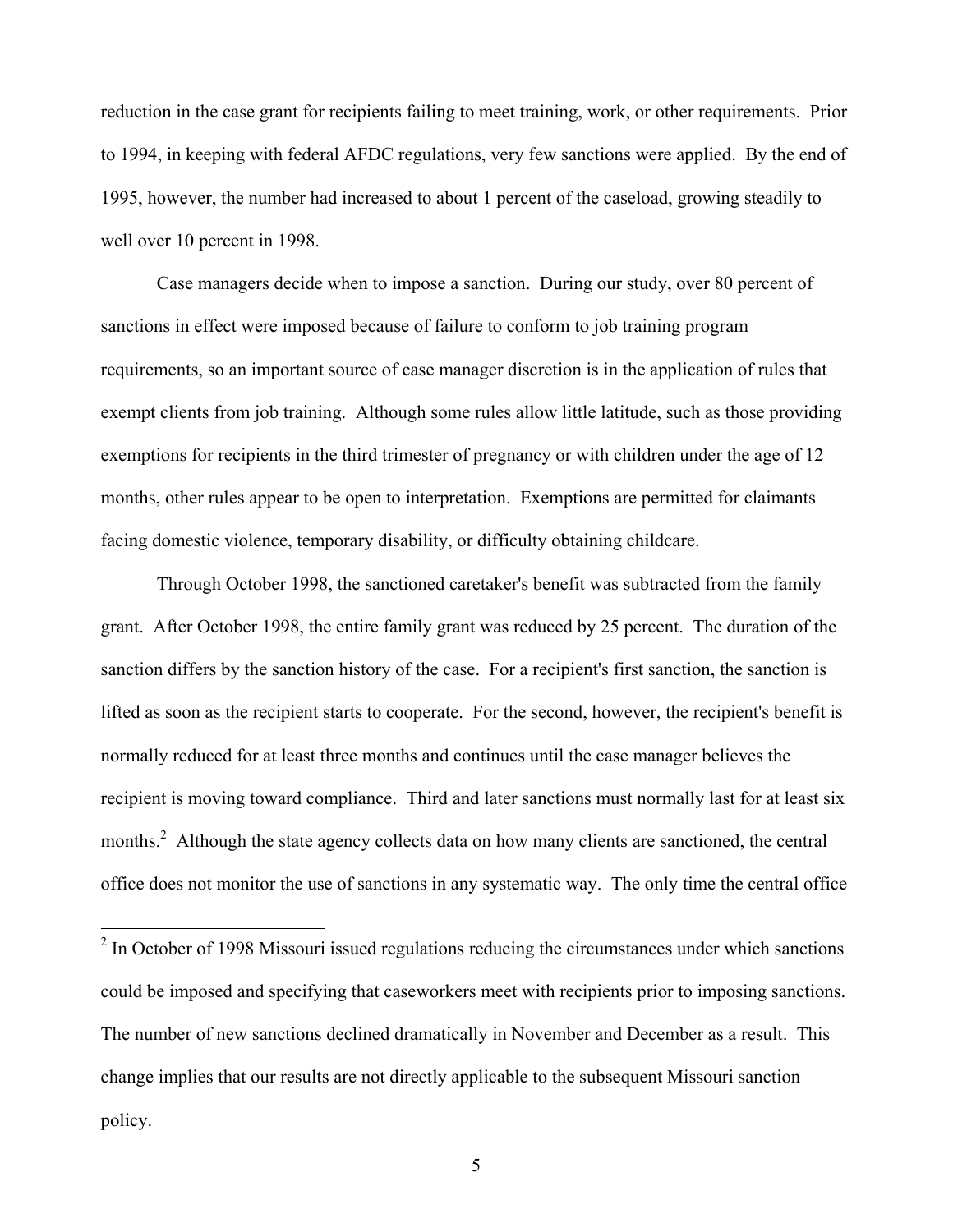reduction in the case grant for recipients failing to meet training, work, or other requirements. Prior to 1994, in keeping with federal AFDC regulations, very few sanctions were applied. By the end of 1995, however, the number had increased to about 1 percent of the caseload, growing steadily to well over 10 percent in 1998.

Case managers decide when to impose a sanction. During our study, over 80 percent of sanctions in effect were imposed because of failure to conform to job training program requirements, so an important source of case manager discretion is in the application of rules that exempt clients from job training. Although some rules allow little latitude, such as those providing exemptions for recipients in the third trimester of pregnancy or with children under the age of 12 months, other rules appear to be open to interpretation. Exemptions are permitted for claimants facing domestic violence, temporary disability, or difficulty obtaining childcare.

Through October 1998, the sanctioned caretaker's benefit was subtracted from the family grant. After October 1998, the entire family grant was reduced by 25 percent. The duration of the sanction differs by the sanction history of the case. For a recipient's first sanction, the sanction is lifted as soon as the recipient starts to cooperate. For the second, however, the recipient's benefit is normally reduced for at least three months and continues until the case manager believes the recipient is moving toward compliance. Third and later sanctions must normally last for at least six months.[2] Although the state agency collects data on how many clients are sanctioned, the central office does not monitor the use of sanctions in any systematic way. The only time the central office

[2] In October of 1998 Missouri issued regulations reducing the circumstances under which sanctions could be imposed and specifying that caseworkers meet with recipients prior to imposing sanctions. The number of new sanctions declined dramatically in November and December as a result. This change implies that our results are not directly applicable to the subsequent Missouri sanction policy.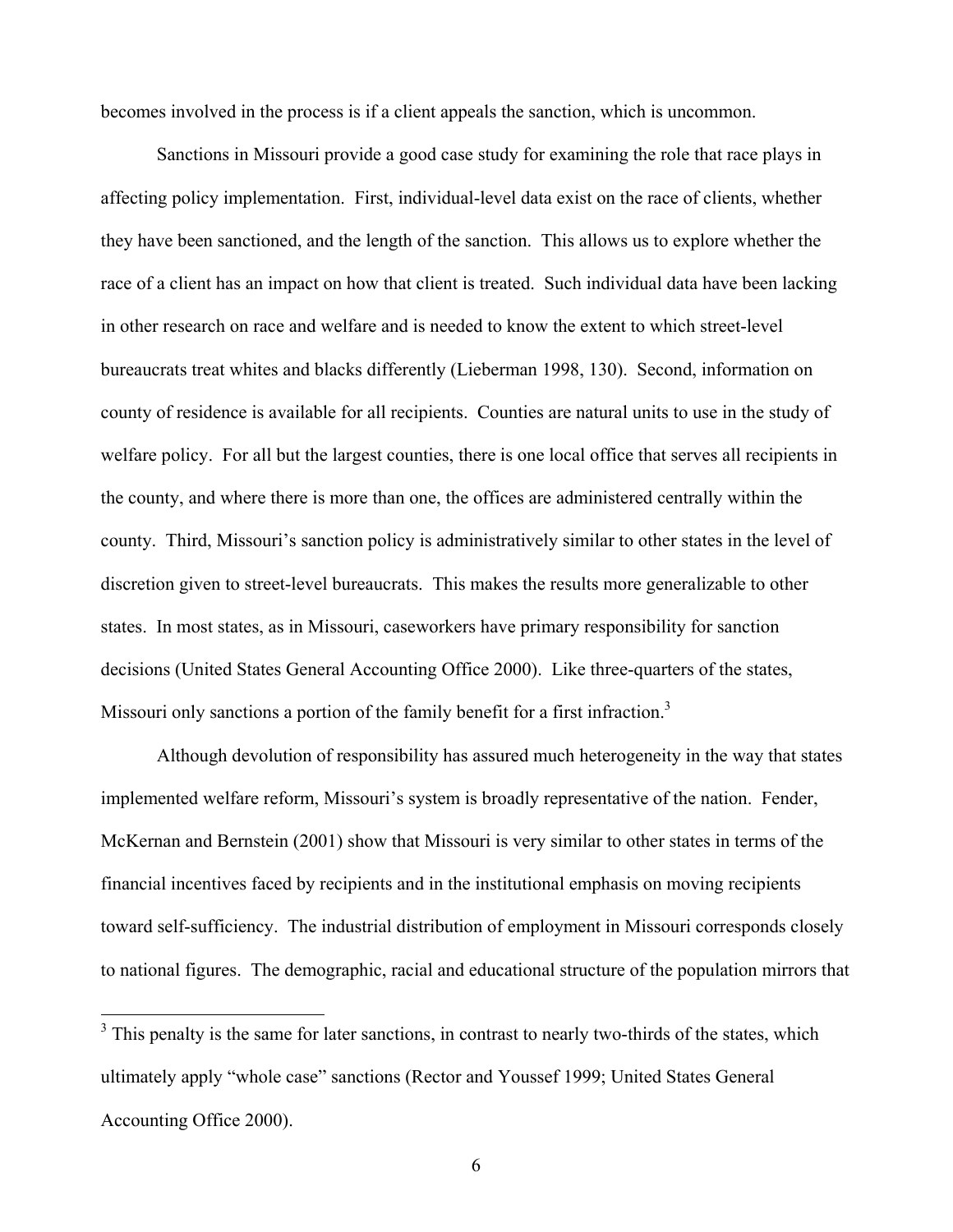becomes involved in the process is if a client appeals the sanction, which is uncommon.

Sanctions in Missouri provide a good case study for examining the role that race plays in affecting policy implementation. First, individual-level data exist on the race of clients, whether they have been sanctioned, and the length of the sanction. This allows us to explore whether the race of a client has an impact on how that client is treated. Such individual data have been lacking in other research on race and welfare and is needed to know the extent to which street-level bureaucrats treat whites and blacks differently (Lieberman 1998, 130). Second, information on county of residence is available for all recipients. Counties are natural units to use in the study of welfare policy. For all but the largest counties, there is one local office that serves all recipients in the county, and where there is more than one, the offices are administered centrally within the county. Third, Missouri's sanction policy is administratively similar to other states in the level of discretion given to street-level bureaucrats. This makes the results more generalizable to other states. In most states, as in Missouri, caseworkers have primary responsibility for sanction decisions (United States General Accounting Office 2000). Like three-quarters of the states, Missouri only sanctions a portion of the family benefit for a first infraction.[3]

Although devolution of responsibility has assured much heterogeneity in the way that states implemented welfare reform, Missouri's system is broadly representative of the nation. Fender, McKernan and Bernstein (2001) show that Missouri is very similar to other states in terms of the financial incentives faced by recipients and in the institutional emphasis on moving recipients toward self-sufficiency. The industrial distribution of employment in Missouri corresponds closely to national figures. The demographic, racial and educational structure of the population mirrors that

[3] This penalty is the same for later sanctions, in contrast to nearly two-thirds of the states, which ultimately apply "whole case" sanctions (Rector and Youssef 1999; United States General Accounting Office 2000).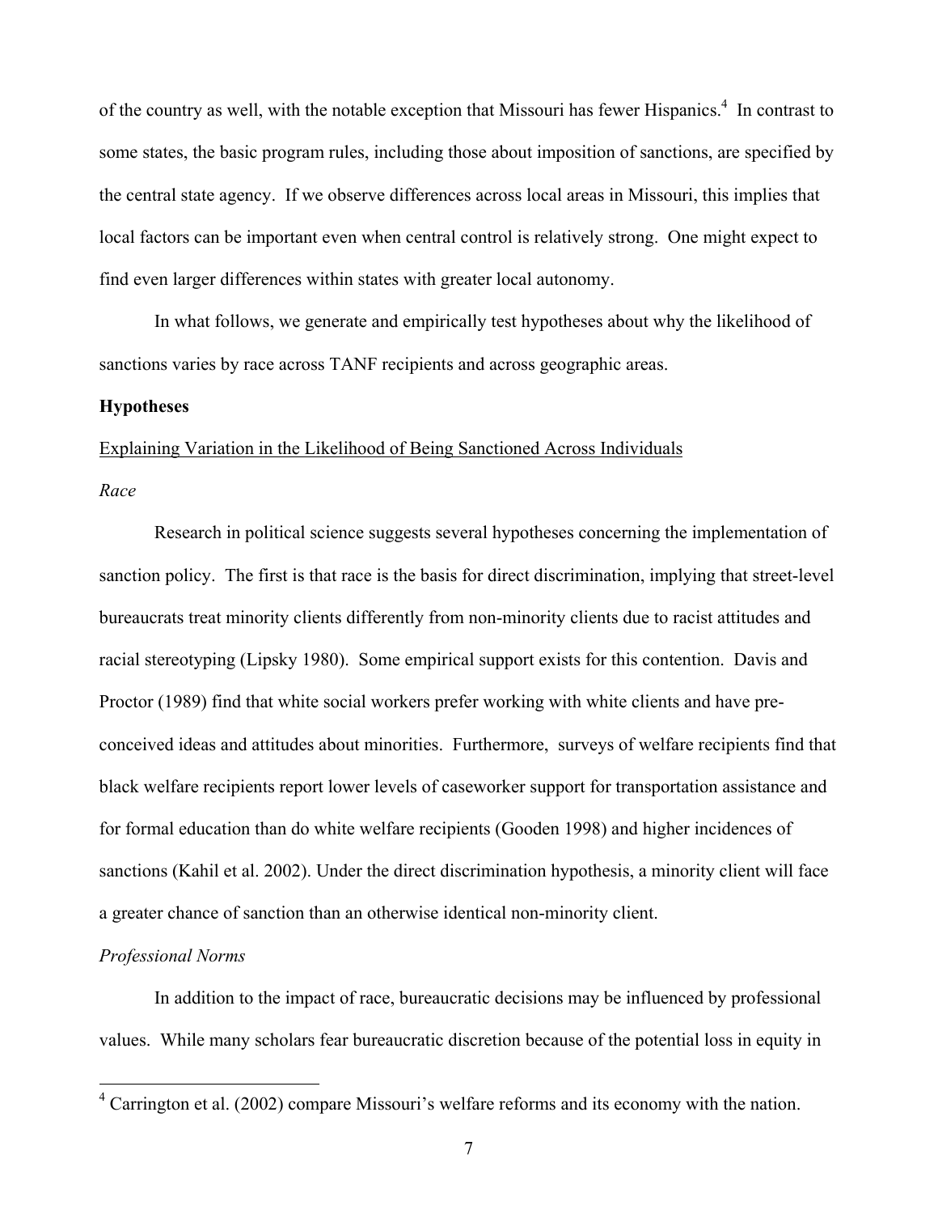of the country as well, with the notable exception that Missouri has fewer Hispanics.[4] In contrast to some states, the basic program rules, including those about imposition of sanctions, are specified by the central state agency. If we observe differences across local areas in Missouri, this implies that local factors can be important even when central control is relatively strong. One might expect to find even larger differences within states with greater local autonomy.

In what follows, we generate and empirically test hypotheses about why the likelihood of sanctions varies by race across TANF recipients and across geographic areas.

## Hypotheses

### Explaining Variation in the Likelihood of Being Sanctioned Across Individuals

*Race*

Research in political science suggests several hypotheses concerning the implementation of sanction policy. The first is that race is the basis for direct discrimination, implying that street-level bureaucrats treat minority clients differently from non-minority clients due to racist attitudes and racial stereotyping (Lipsky 1980). Some empirical support exists for this contention. Davis and Proctor (1989) find that white social workers prefer working with white clients and have pre-conceived ideas and attitudes about minorities. Furthermore, surveys of welfare recipients find that black welfare recipients report lower levels of caseworker support for transportation assistance and for formal education than do white welfare recipients (Gooden 1998) and higher incidences of sanctions (Kahil et al. 2002). Under the direct discrimination hypothesis, a minority client will face a greater chance of sanction than an otherwise identical non-minority client.

*Professional Norms*

In addition to the impact of race, bureaucratic decisions may be influenced by professional values. While many scholars fear bureaucratic discretion because of the potential loss in equity in

[4] Carrington et al. (2002) compare Missouri's welfare reforms and its economy with the nation.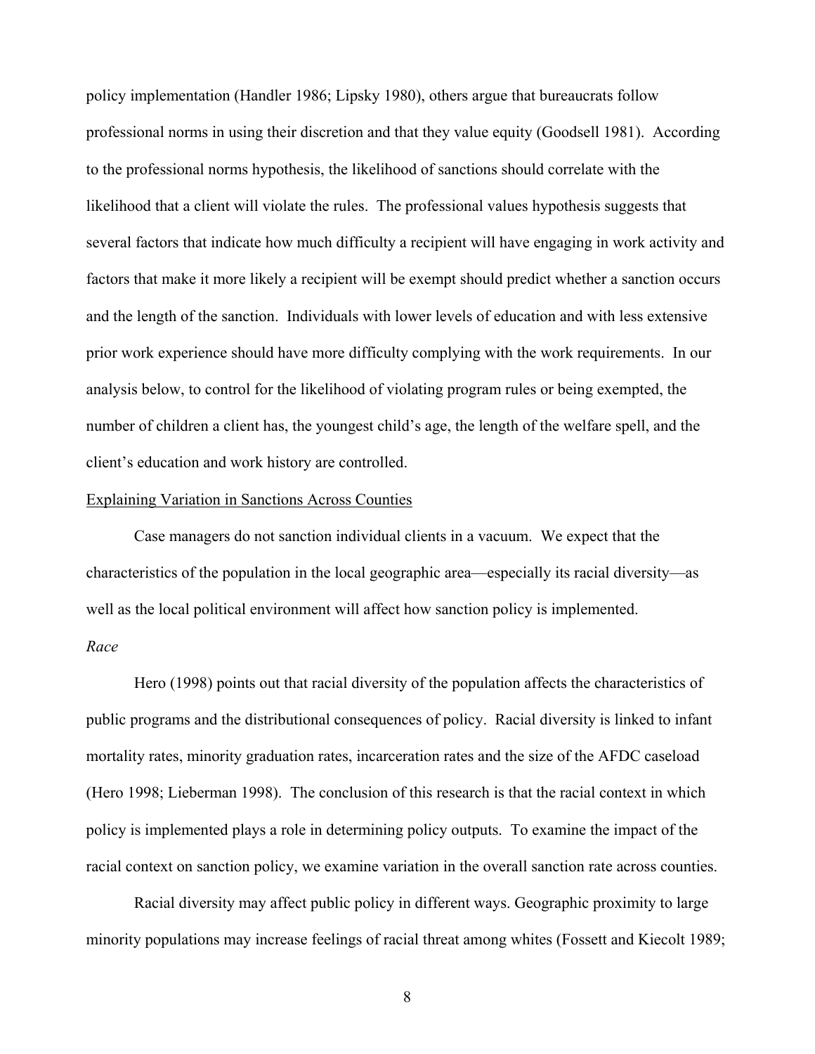policy implementation (Handler 1986; Lipsky 1980), others argue that bureaucrats follow professional norms in using their discretion and that they value equity (Goodsell 1981). According to the professional norms hypothesis, the likelihood of sanctions should correlate with the likelihood that a client will violate the rules. The professional values hypothesis suggests that several factors that indicate how much difficulty a recipient will have engaging in work activity and factors that make it more likely a recipient will be exempt should predict whether a sanction occurs and the length of the sanction. Individuals with lower levels of education and with less extensive prior work experience should have more difficulty complying with the work requirements. In our analysis below, to control for the likelihood of violating program rules or being exempted, the number of children a client has, the youngest child's age, the length of the welfare spell, and the client's education and work history are controlled.

### Explaining Variation in Sanctions Across Counties

Case managers do not sanction individual clients in a vacuum. We expect that the characteristics of the population in the local geographic area—especially its racial diversity—as well as the local political environment will affect how sanction policy is implemented.

#### *Race*

Hero (1998) points out that racial diversity of the population affects the characteristics of public programs and the distributional consequences of policy. Racial diversity is linked to infant mortality rates, minority graduation rates, incarceration rates and the size of the AFDC caseload (Hero 1998; Lieberman 1998). The conclusion of this research is that the racial context in which policy is implemented plays a role in determining policy outputs. To examine the impact of the racial context on sanction policy, we examine variation in the overall sanction rate across counties.

Racial diversity may affect public policy in different ways. Geographic proximity to large minority populations may increase feelings of racial threat among whites (Fossett and Kiecolt 1989;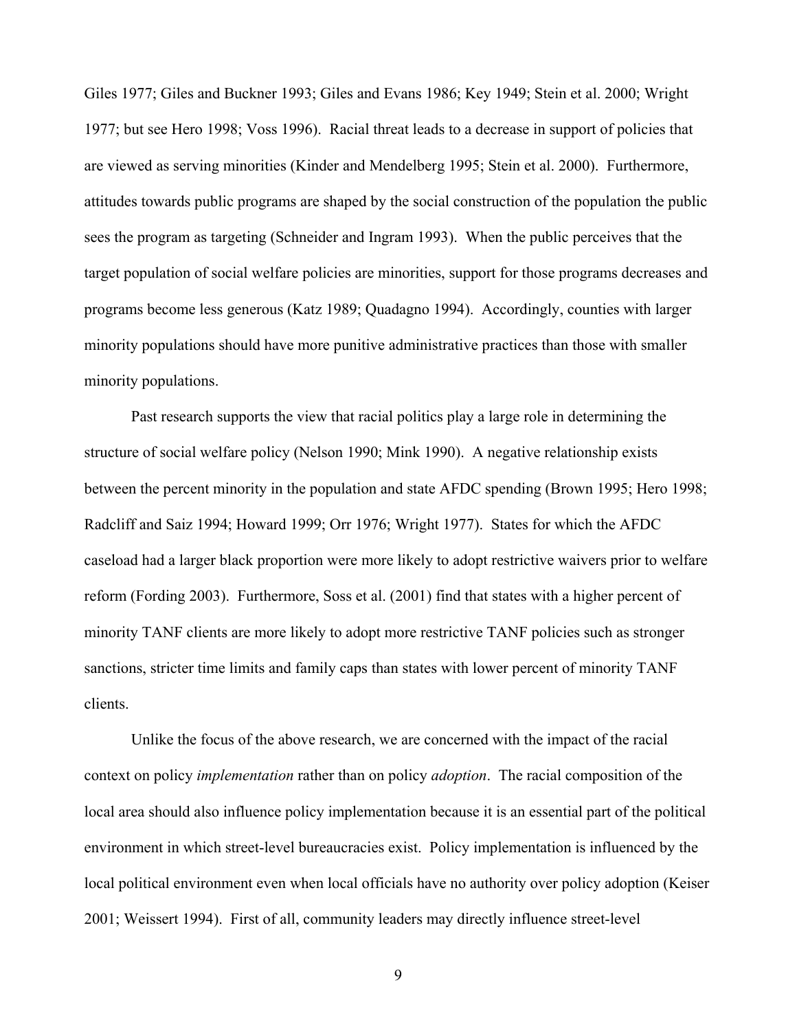Giles 1977; Giles and Buckner 1993; Giles and Evans 1986; Key 1949; Stein et al. 2000; Wright 1977; but see Hero 1998; Voss 1996). Racial threat leads to a decrease in support of policies that are viewed as serving minorities (Kinder and Mendelberg 1995; Stein et al. 2000). Furthermore, attitudes towards public programs are shaped by the social construction of the population the public sees the program as targeting (Schneider and Ingram 1993). When the public perceives that the target population of social welfare policies are minorities, support for those programs decreases and programs become less generous (Katz 1989; Quadagno 1994). Accordingly, counties with larger minority populations should have more punitive administrative practices than those with smaller minority populations.

Past research supports the view that racial politics play a large role in determining the structure of social welfare policy (Nelson 1990; Mink 1990). A negative relationship exists between the percent minority in the population and state AFDC spending (Brown 1995; Hero 1998; Radcliff and Saiz 1994; Howard 1999; Orr 1976; Wright 1977). States for which the AFDC caseload had a larger black proportion were more likely to adopt restrictive waivers prior to welfare reform (Fording 2003). Furthermore, Soss et al. (2001) find that states with a higher percent of minority TANF clients are more likely to adopt more restrictive TANF policies such as stronger sanctions, stricter time limits and family caps than states with lower percent of minority TANF clients.

Unlike the focus of the above research, we are concerned with the impact of the racial context on policy *implementation* rather than on policy *adoption*. The racial composition of the local area should also influence policy implementation because it is an essential part of the political environment in which street-level bureaucracies exist. Policy implementation is influenced by the local political environment even when local officials have no authority over policy adoption (Keiser 2001; Weissert 1994). First of all, community leaders may directly influence street-level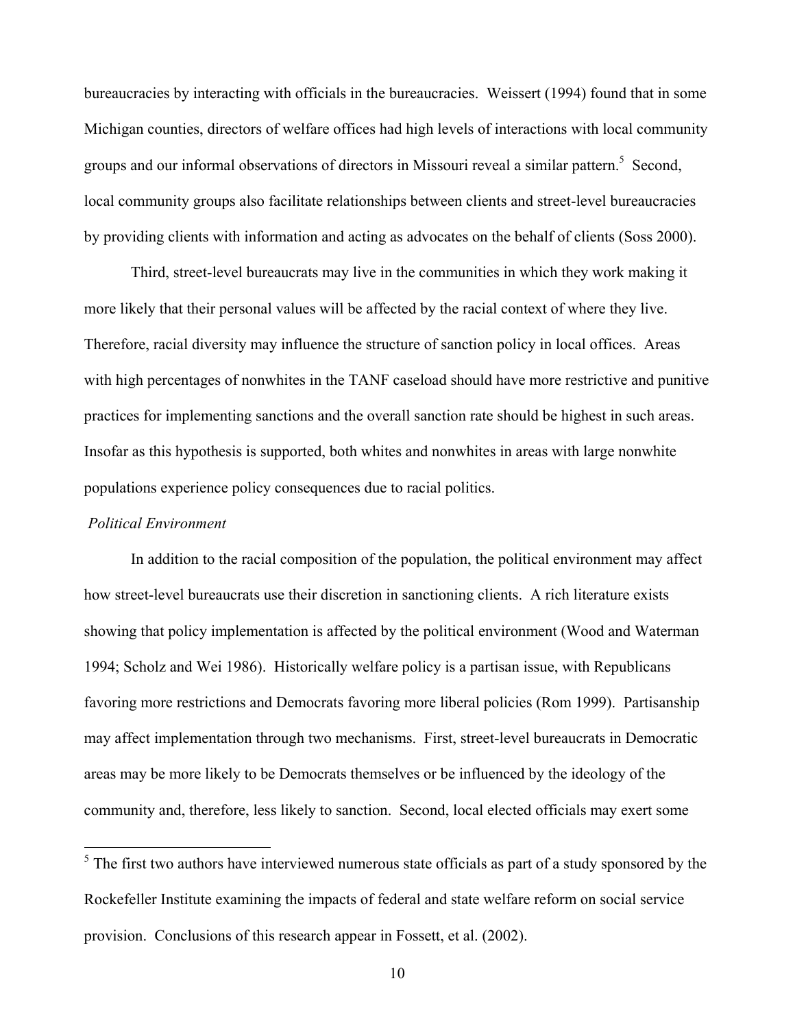bureaucracies by interacting with officials in the bureaucracies. Weissert (1994) found that in some Michigan counties, directors of welfare offices had high levels of interactions with local community groups and our informal observations of directors in Missouri reveal a similar pattern.[5] Second, local community groups also facilitate relationships between clients and street-level bureaucracies by providing clients with information and acting as advocates on the behalf of clients (Soss 2000).

Third, street-level bureaucrats may live in the communities in which they work making it more likely that their personal values will be affected by the racial context of where they live. Therefore, racial diversity may influence the structure of sanction policy in local offices. Areas with high percentages of nonwhites in the TANF caseload should have more restrictive and punitive practices for implementing sanctions and the overall sanction rate should be highest in such areas. Insofar as this hypothesis is supported, both whites and nonwhites in areas with large nonwhite populations experience policy consequences due to racial politics.

*Political Environment*

In addition to the racial composition of the population, the political environment may affect how street-level bureaucrats use their discretion in sanctioning clients. A rich literature exists showing that policy implementation is affected by the political environment (Wood and Waterman 1994; Scholz and Wei 1986). Historically welfare policy is a partisan issue, with Republicans favoring more restrictions and Democrats favoring more liberal policies (Rom 1999). Partisanship may affect implementation through two mechanisms. First, street-level bureaucrats in Democratic areas may be more likely to be Democrats themselves or be influenced by the ideology of the community and, therefore, less likely to sanction. Second, local elected officials may exert some

[5] The first two authors have interviewed numerous state officials as part of a study sponsored by the Rockefeller Institute examining the impacts of federal and state welfare reform on social service provision. Conclusions of this research appear in Fossett, et al. (2002).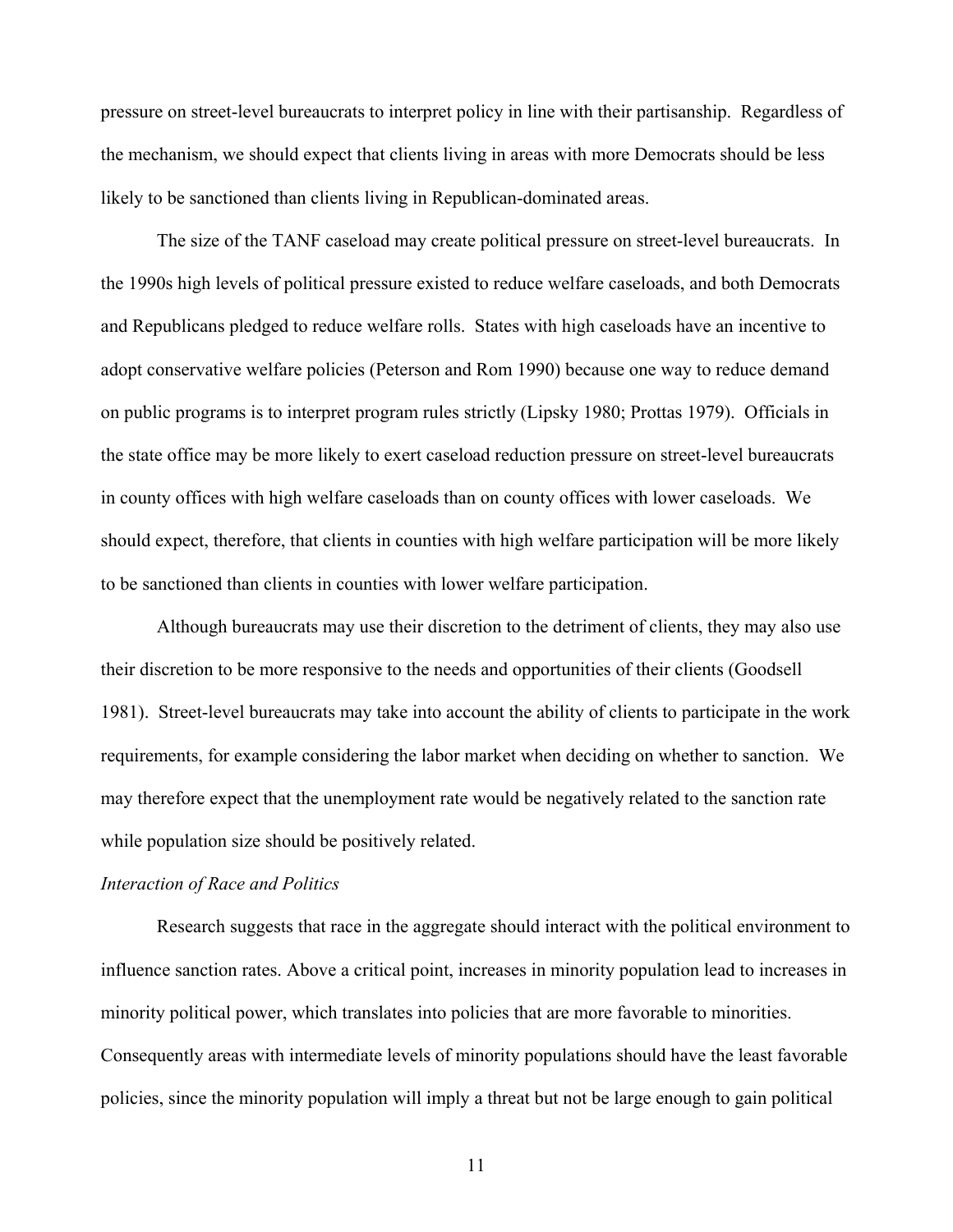pressure on street-level bureaucrats to interpret policy in line with their partisanship. Regardless of the mechanism, we should expect that clients living in areas with more Democrats should be less likely to be sanctioned than clients living in Republican-dominated areas.

The size of the TANF caseload may create political pressure on street-level bureaucrats. In the 1990s high levels of political pressure existed to reduce welfare caseloads, and both Democrats and Republicans pledged to reduce welfare rolls. States with high caseloads have an incentive to adopt conservative welfare policies (Peterson and Rom 1990) because one way to reduce demand on public programs is to interpret program rules strictly (Lipsky 1980; Prottas 1979). Officials in the state office may be more likely to exert caseload reduction pressure on street-level bureaucrats in county offices with high welfare caseloads than on county offices with lower caseloads. We should expect, therefore, that clients in counties with high welfare participation will be more likely to be sanctioned than clients in counties with lower welfare participation.

Although bureaucrats may use their discretion to the detriment of clients, they may also use their discretion to be more responsive to the needs and opportunities of their clients (Goodsell 1981). Street-level bureaucrats may take into account the ability of clients to participate in the work requirements, for example considering the labor market when deciding on whether to sanction. We may therefore expect that the unemployment rate would be negatively related to the sanction rate while population size should be positively related.

*Interaction of Race and Politics*

Research suggests that race in the aggregate should interact with the political environment to influence sanction rates. Above a critical point, increases in minority population lead to increases in minority political power, which translates into policies that are more favorable to minorities. Consequently areas with intermediate levels of minority populations should have the least favorable policies, since the minority population will imply a threat but not be large enough to gain political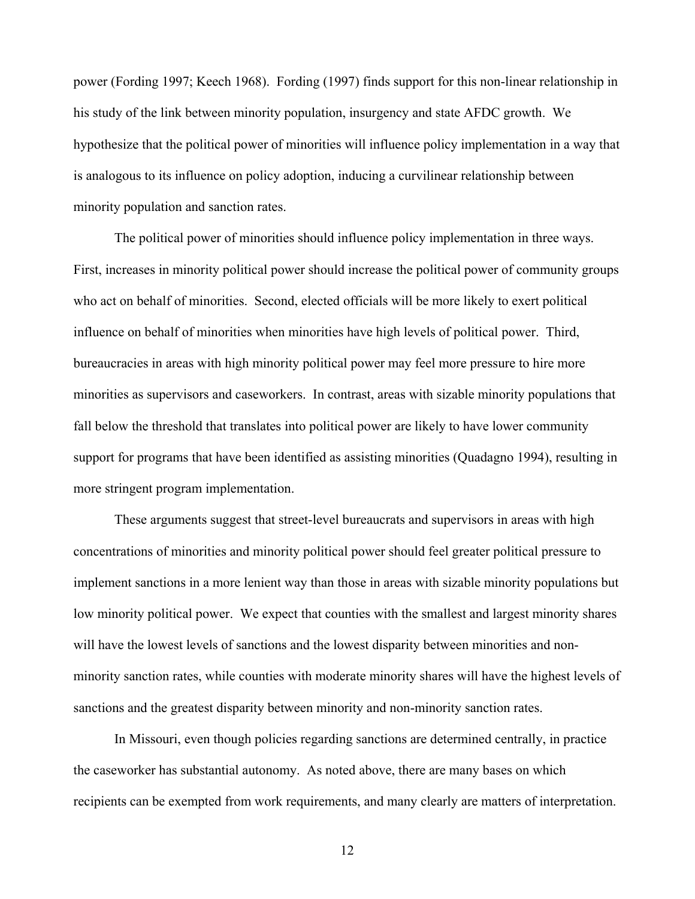power (Fording 1997; Keech 1968). Fording (1997) finds support for this non-linear relationship in his study of the link between minority population, insurgency and state AFDC growth. We hypothesize that the political power of minorities will influence policy implementation in a way that is analogous to its influence on policy adoption, inducing a curvilinear relationship between minority population and sanction rates.

The political power of minorities should influence policy implementation in three ways. First, increases in minority political power should increase the political power of community groups who act on behalf of minorities. Second, elected officials will be more likely to exert political influence on behalf of minorities when minorities have high levels of political power. Third, bureaucracies in areas with high minority political power may feel more pressure to hire more minorities as supervisors and caseworkers. In contrast, areas with sizable minority populations that fall below the threshold that translates into political power are likely to have lower community support for programs that have been identified as assisting minorities (Quadagno 1994), resulting in more stringent program implementation.

These arguments suggest that street-level bureaucrats and supervisors in areas with high concentrations of minorities and minority political power should feel greater political pressure to implement sanctions in a more lenient way than those in areas with sizable minority populations but low minority political power. We expect that counties with the smallest and largest minority shares will have the lowest levels of sanctions and the lowest disparity between minorities and non-minority sanction rates, while counties with moderate minority shares will have the highest levels of sanctions and the greatest disparity between minority and non-minority sanction rates.

In Missouri, even though policies regarding sanctions are determined centrally, in practice the caseworker has substantial autonomy. As noted above, there are many bases on which recipients can be exempted from work requirements, and many clearly are matters of interpretation.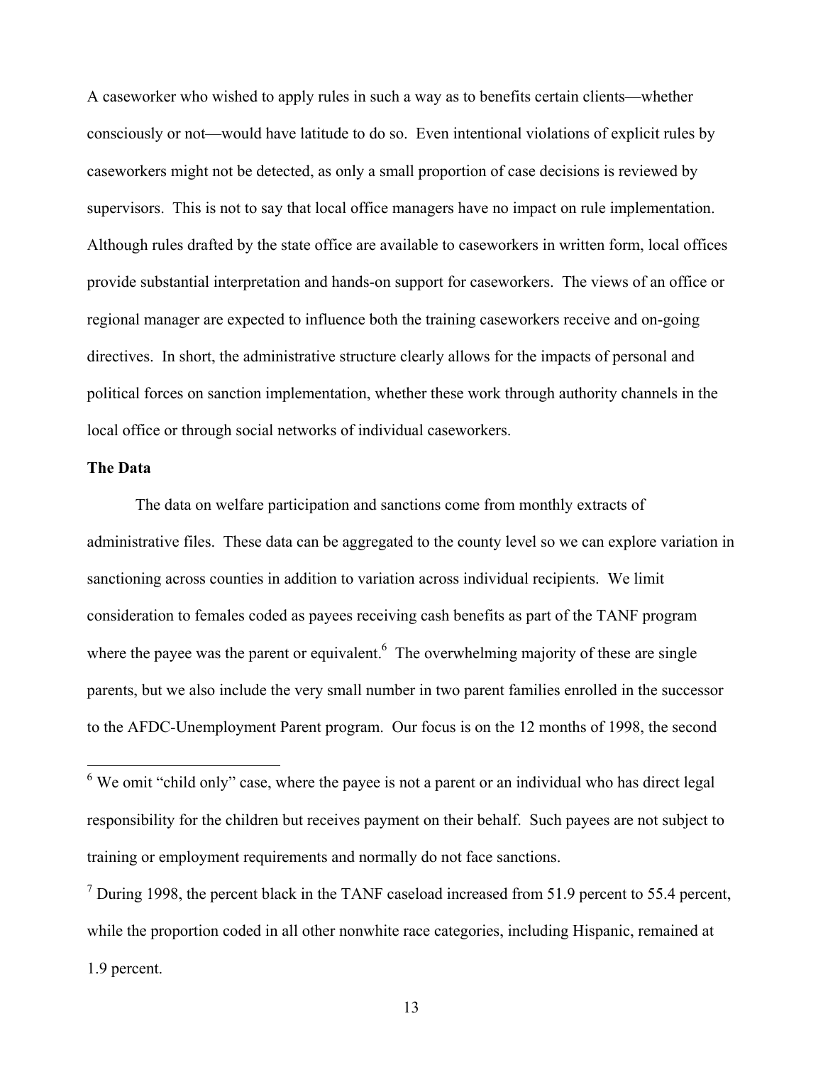A caseworker who wished to apply rules in such a way as to benefits certain clients—whether consciously or not—would have latitude to do so. Even intentional violations of explicit rules by caseworkers might not be detected, as only a small proportion of case decisions is reviewed by supervisors. This is not to say that local office managers have no impact on rule implementation. Although rules drafted by the state office are available to caseworkers in written form, local offices provide substantial interpretation and hands-on support for caseworkers. The views of an office or regional manager are expected to influence both the training caseworkers receive and on-going directives. In short, the administrative structure clearly allows for the impacts of personal and political forces on sanction implementation, whether these work through authority channels in the local office or through social networks of individual caseworkers.

**The Data**

The data on welfare participation and sanctions come from monthly extracts of administrative files. These data can be aggregated to the county level so we can explore variation in sanctioning across counties in addition to variation across individual recipients. We limit consideration to females coded as payees receiving cash benefits as part of the TANF program where the payee was the parent or equivalent.[6] The overwhelming majority of these are single parents, but we also include the very small number in two parent families enrolled in the successor to the AFDC-Unemployment Parent program. Our focus is on the 12 months of 1998, the second

---

[6] We omit "child only" case, where the payee is not a parent or an individual who has direct legal responsibility for the children but receives payment on their behalf. Such payees are not subject to training or employment requirements and normally do not face sanctions.

[7] During 1998, the percent black in the TANF caseload increased from 51.9 percent to 55.4 percent, while the proportion coded in all other nonwhite race categories, including Hispanic, remained at 1.9 percent.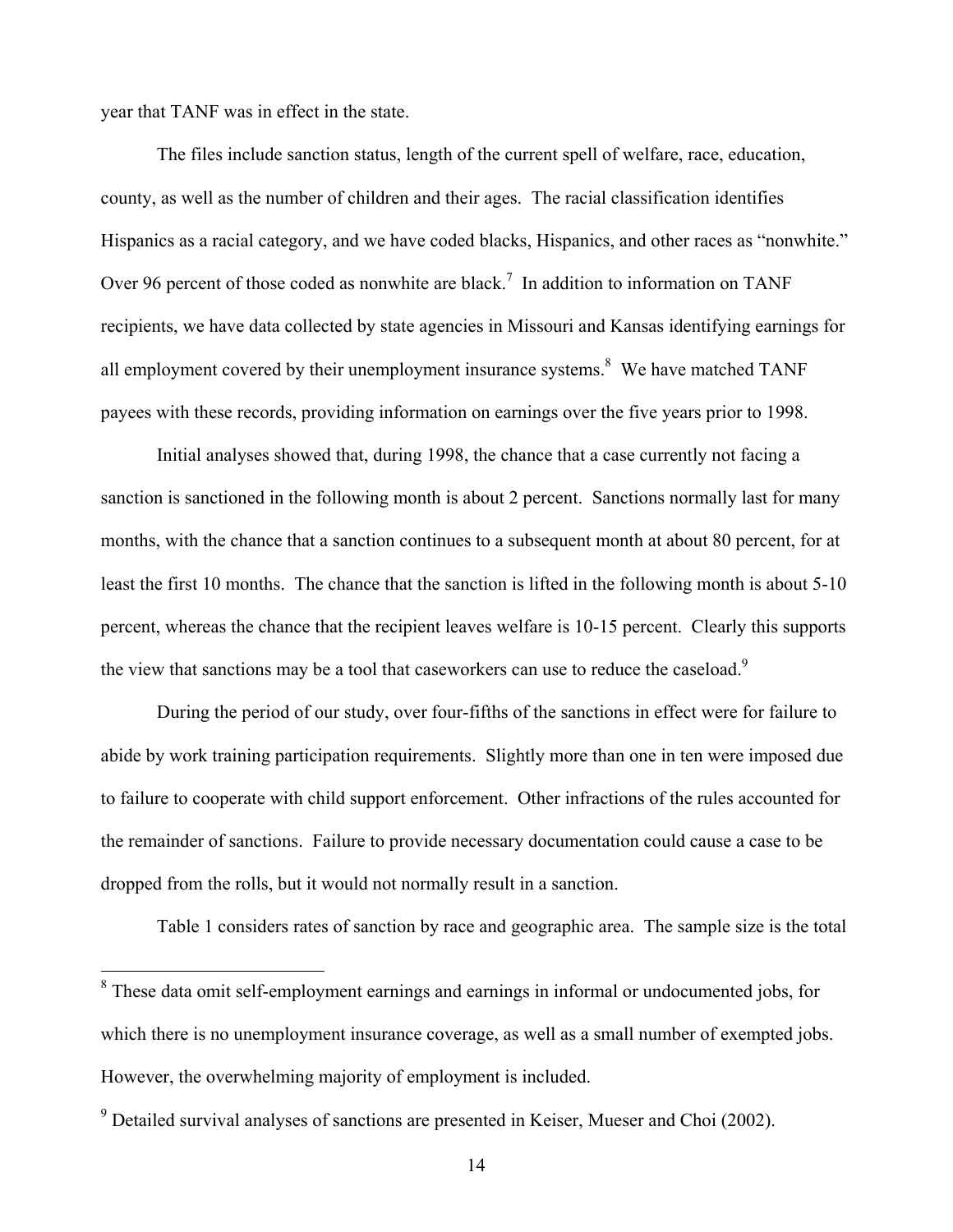year that TANF was in effect in the state.

The files include sanction status, length of the current spell of welfare, race, education, county, as well as the number of children and their ages. The racial classification identifies Hispanics as a racial category, and we have coded blacks, Hispanics, and other races as "nonwhite." Over 96 percent of those coded as nonwhite are black.[7] In addition to information on TANF recipients, we have data collected by state agencies in Missouri and Kansas identifying earnings for all employment covered by their unemployment insurance systems.[8] We have matched TANF payees with these records, providing information on earnings over the five years prior to 1998.

Initial analyses showed that, during 1998, the chance that a case currently not facing a sanction is sanctioned in the following month is about 2 percent. Sanctions normally last for many months, with the chance that a sanction continues to a subsequent month at about 80 percent, for at least the first 10 months. The chance that the sanction is lifted in the following month is about 5-10 percent, whereas the chance that the recipient leaves welfare is 10-15 percent. Clearly this supports the view that sanctions may be a tool that caseworkers can use to reduce the caseload.[9]

During the period of our study, over four-fifths of the sanctions in effect were for failure to abide by work training participation requirements. Slightly more than one in ten were imposed due to failure to cooperate with child support enforcement. Other infractions of the rules accounted for the remainder of sanctions. Failure to provide necessary documentation could cause a case to be dropped from the rolls, but it would not normally result in a sanction.

Table 1 considers rates of sanction by race and geographic area. The sample size is the total

---

[8] These data omit self-employment earnings and earnings in informal or undocumented jobs, for which there is no unemployment insurance coverage, as well as a small number of exempted jobs. However, the overwhelming majority of employment is included.

[9] Detailed survival analyses of sanctions are presented in Keiser, Mueser and Choi (2002).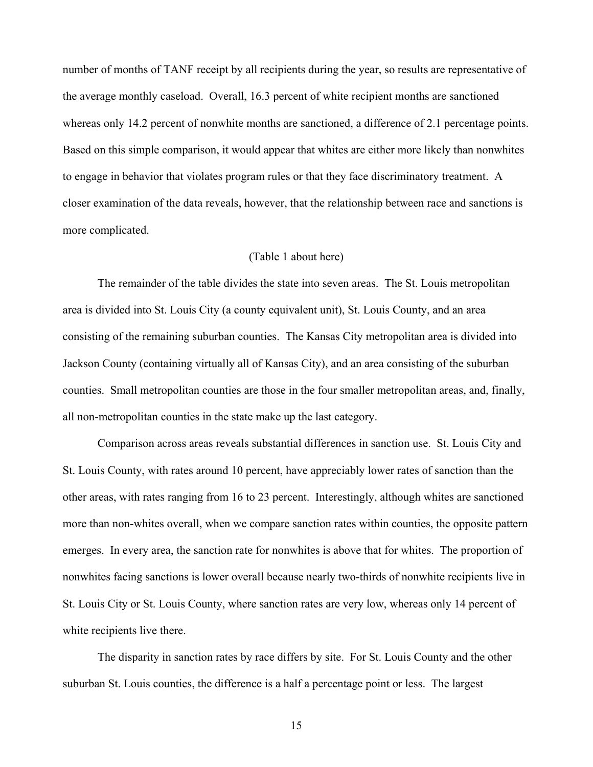number of months of TANF receipt by all recipients during the year, so results are representative of the average monthly caseload. Overall, 16.3 percent of white recipient months are sanctioned whereas only 14.2 percent of nonwhite months are sanctioned, a difference of 2.1 percentage points. Based on this simple comparison, it would appear that whites are either more likely than nonwhites to engage in behavior that violates program rules or that they face discriminatory treatment. A closer examination of the data reveals, however, that the relationship between race and sanctions is more complicated.

(Table 1 about here)

The remainder of the table divides the state into seven areas. The St. Louis metropolitan area is divided into St. Louis City (a county equivalent unit), St. Louis County, and an area consisting of the remaining suburban counties. The Kansas City metropolitan area is divided into Jackson County (containing virtually all of Kansas City), and an area consisting of the suburban counties. Small metropolitan counties are those in the four smaller metropolitan areas, and, finally, all non-metropolitan counties in the state make up the last category.

Comparison across areas reveals substantial differences in sanction use. St. Louis City and St. Louis County, with rates around 10 percent, have appreciably lower rates of sanction than the other areas, with rates ranging from 16 to 23 percent. Interestingly, although whites are sanctioned more than non-whites overall, when we compare sanction rates within counties, the opposite pattern emerges. In every area, the sanction rate for nonwhites is above that for whites. The proportion of nonwhites facing sanctions is lower overall because nearly two-thirds of nonwhite recipients live in St. Louis City or St. Louis County, where sanction rates are very low, whereas only 14 percent of white recipients live there.

The disparity in sanction rates by race differs by site. For St. Louis County and the other suburban St. Louis counties, the difference is a half a percentage point or less. The largest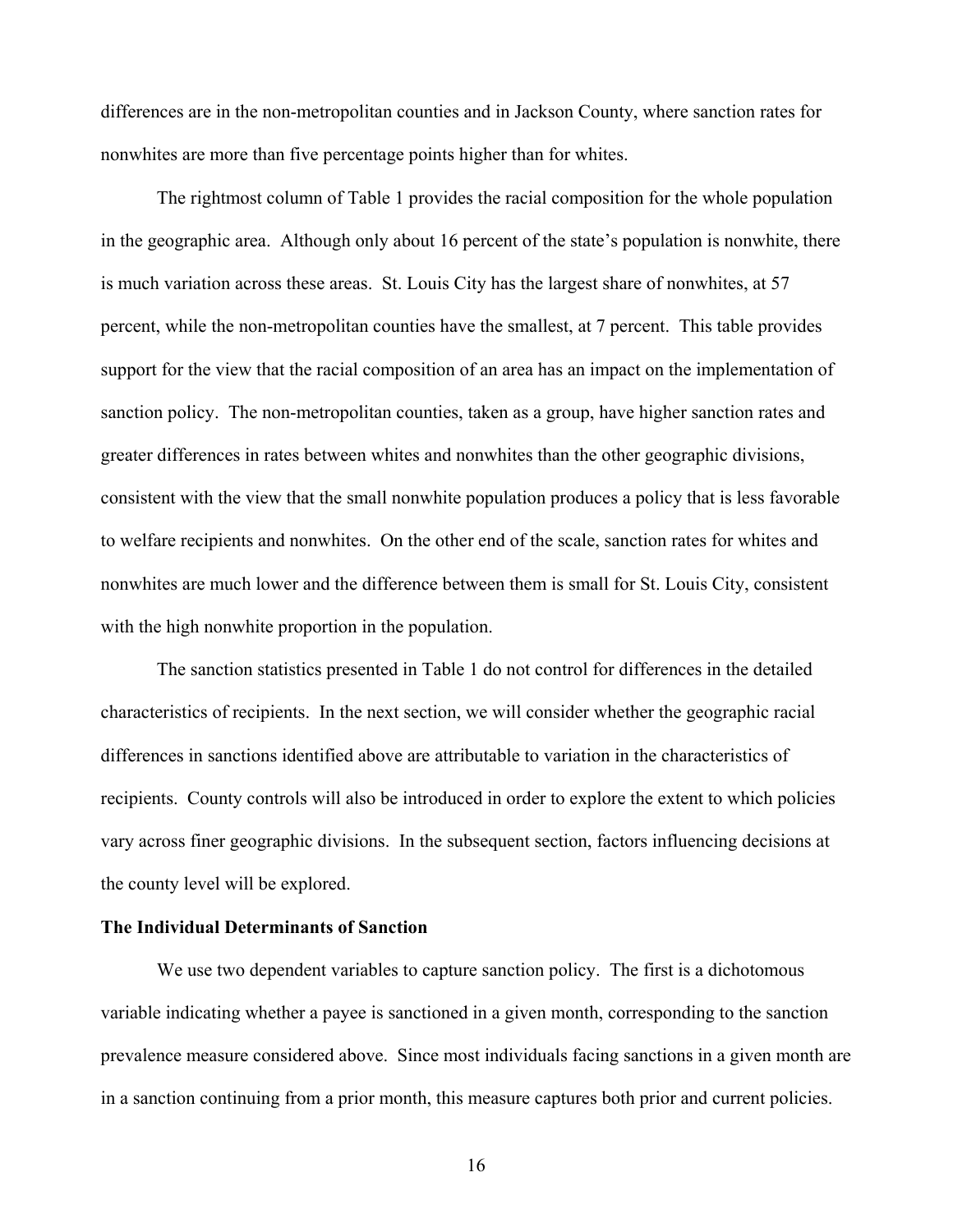differences are in the non-metropolitan counties and in Jackson County, where sanction rates for nonwhites are more than five percentage points higher than for whites.

The rightmost column of Table 1 provides the racial composition for the whole population in the geographic area. Although only about 16 percent of the state's population is nonwhite, there is much variation across these areas. St. Louis City has the largest share of nonwhites, at 57 percent, while the non-metropolitan counties have the smallest, at 7 percent. This table provides support for the view that the racial composition of an area has an impact on the implementation of sanction policy. The non-metropolitan counties, taken as a group, have higher sanction rates and greater differences in rates between whites and nonwhites than the other geographic divisions, consistent with the view that the small nonwhite population produces a policy that is less favorable to welfare recipients and nonwhites. On the other end of the scale, sanction rates for whites and nonwhites are much lower and the difference between them is small for St. Louis City, consistent with the high nonwhite proportion in the population.

The sanction statistics presented in Table 1 do not control for differences in the detailed characteristics of recipients. In the next section, we will consider whether the geographic racial differences in sanctions identified above are attributable to variation in the characteristics of recipients. County controls will also be introduced in order to explore the extent to which policies vary across finer geographic divisions. In the subsequent section, factors influencing decisions at the county level will be explored.

**The Individual Determinants of Sanction**

We use two dependent variables to capture sanction policy. The first is a dichotomous variable indicating whether a payee is sanctioned in a given month, corresponding to the sanction prevalence measure considered above. Since most individuals facing sanctions in a given month are in a sanction continuing from a prior month, this measure captures both prior and current policies.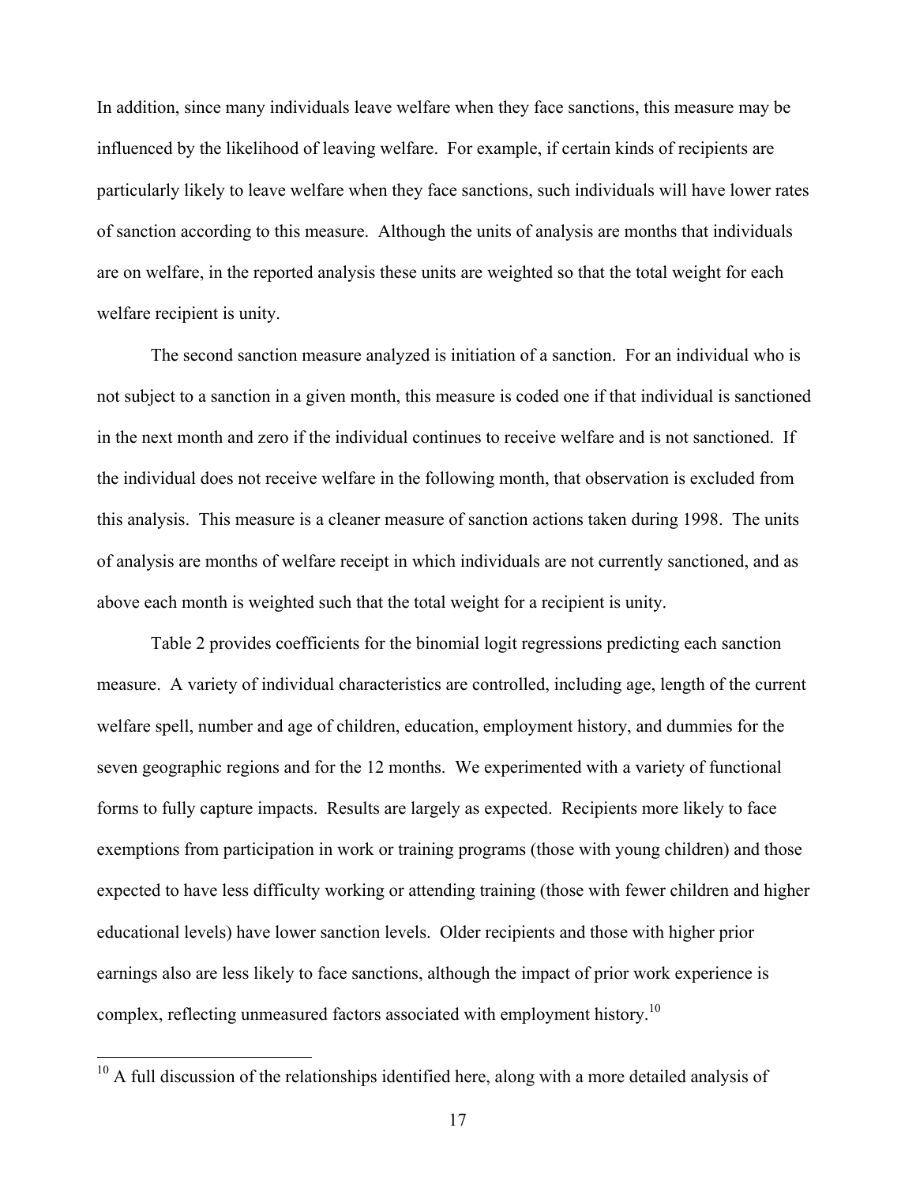In addition, since many individuals leave welfare when they face sanctions, this measure may be influenced by the likelihood of leaving welfare. For example, if certain kinds of recipients are particularly likely to leave welfare when they face sanctions, such individuals will have lower rates of sanction according to this measure. Although the units of analysis are months that individuals are on welfare, in the reported analysis these units are weighted so that the total weight for each welfare recipient is unity.

The second sanction measure analyzed is initiation of a sanction. For an individual who is not subject to a sanction in a given month, this measure is coded one if that individual is sanctioned in the next month and zero if the individual continues to receive welfare and is not sanctioned. If the individual does not receive welfare in the following month, that observation is excluded from this analysis. This measure is a cleaner measure of sanction actions taken during 1998. The units of analysis are months of welfare receipt in which individuals are not currently sanctioned, and as above each month is weighted such that the total weight for a recipient is unity.

Table 2 provides coefficients for the binomial logit regressions predicting each sanction measure. A variety of individual characteristics are controlled, including age, length of the current welfare spell, number and age of children, education, employment history, and dummies for the seven geographic regions and for the 12 months. We experimented with a variety of functional forms to fully capture impacts. Results are largely as expected. Recipients more likely to face exemptions from participation in work or training programs (those with young children) and those expected to have less difficulty working or attending training (those with fewer children and higher educational levels) have lower sanction levels. Older recipients and those with higher prior earnings also are less likely to face sanctions, although the impact of prior work experience is complex, reflecting unmeasured factors associated with employment history.[10]

---

[10] A full discussion of the relationships identified here, along with a more detailed analysis of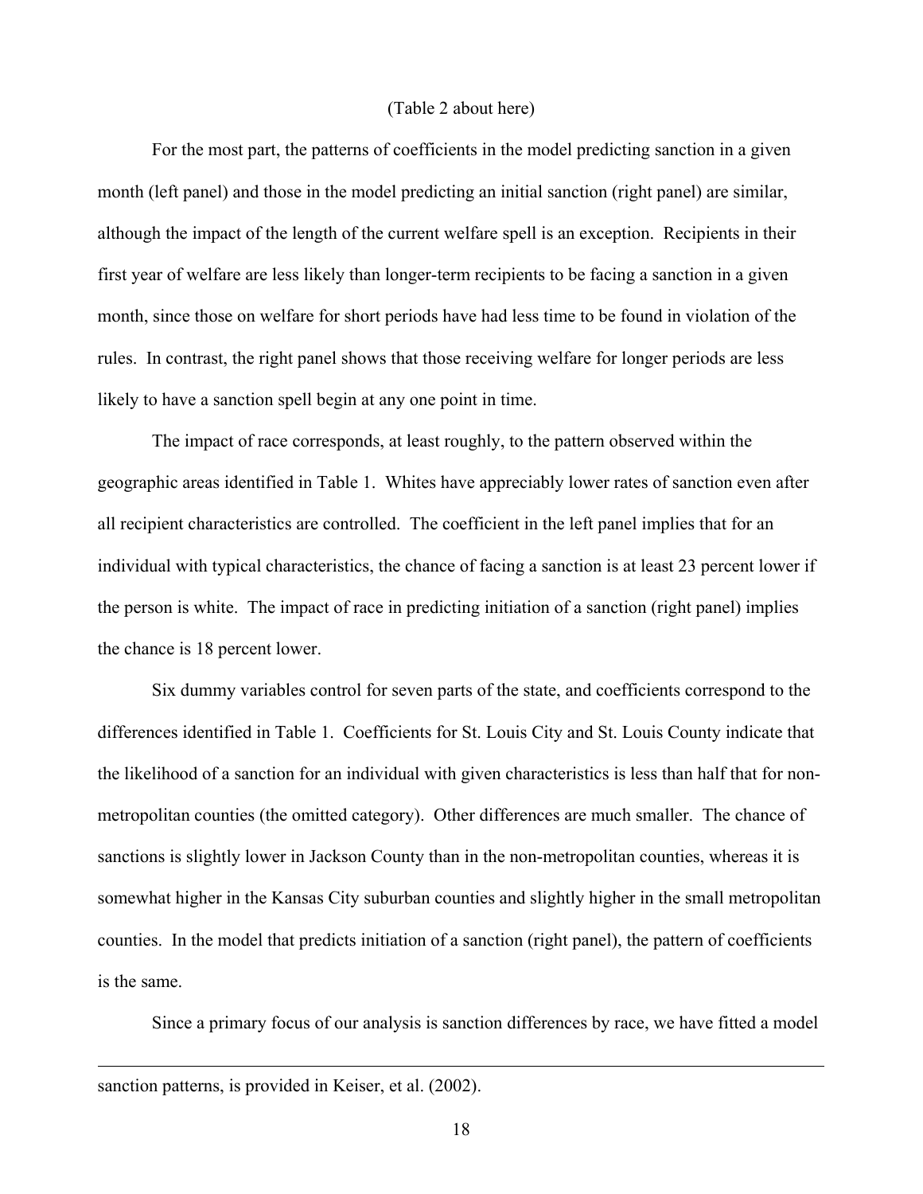(Table 2 about here)

For the most part, the patterns of coefficients in the model predicting sanction in a given month (left panel) and those in the model predicting an initial sanction (right panel) are similar, although the impact of the length of the current welfare spell is an exception. Recipients in their first year of welfare are less likely than longer-term recipients to be facing a sanction in a given month, since those on welfare for short periods have had less time to be found in violation of the rules. In contrast, the right panel shows that those receiving welfare for longer periods are less likely to have a sanction spell begin at any one point in time.

The impact of race corresponds, at least roughly, to the pattern observed within the geographic areas identified in Table 1. Whites have appreciably lower rates of sanction even after all recipient characteristics are controlled. The coefficient in the left panel implies that for an individual with typical characteristics, the chance of facing a sanction is at least 23 percent lower if the person is white. The impact of race in predicting initiation of a sanction (right panel) implies the chance is 18 percent lower.

Six dummy variables control for seven parts of the state, and coefficients correspond to the differences identified in Table 1. Coefficients for St. Louis City and St. Louis County indicate that the likelihood of a sanction for an individual with given characteristics is less than half that for non-metropolitan counties (the omitted category). Other differences are much smaller. The chance of sanctions is slightly lower in Jackson County than in the non-metropolitan counties, whereas it is somewhat higher in the Kansas City suburban counties and slightly higher in the small metropolitan counties. In the model that predicts initiation of a sanction (right panel), the pattern of coefficients is the same.

Since a primary focus of our analysis is sanction differences by race, we have fitted a model

---

sanction patterns, is provided in Keiser, et al. (2002).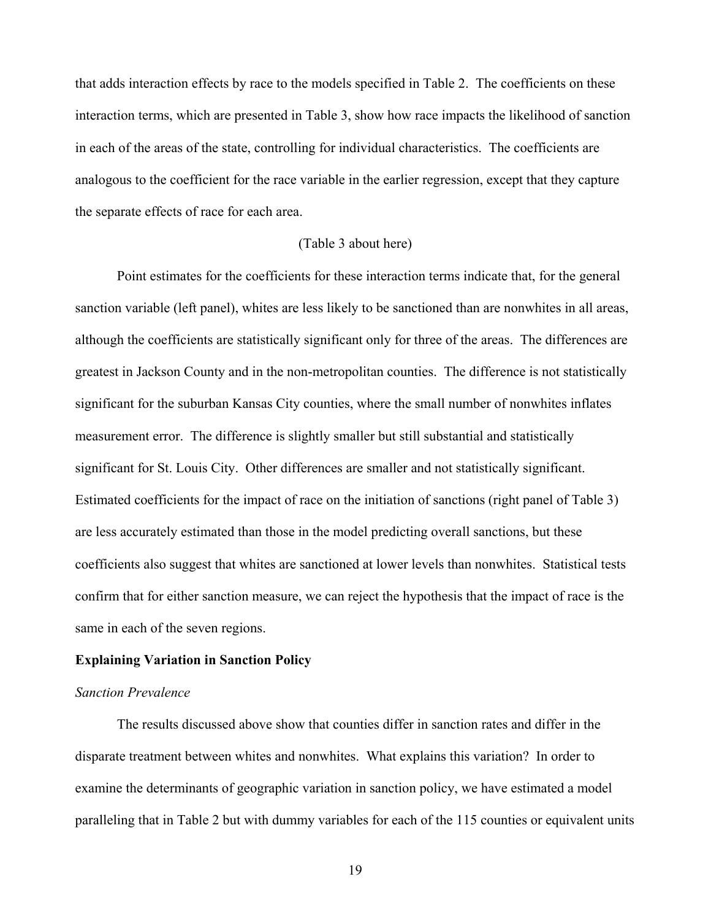that adds interaction effects by race to the models specified in Table 2. The coefficients on these interaction terms, which are presented in Table 3, show how race impacts the likelihood of sanction in each of the areas of the state, controlling for individual characteristics. The coefficients are analogous to the coefficient for the race variable in the earlier regression, except that they capture the separate effects of race for each area.

(Table 3 about here)

Point estimates for the coefficients for these interaction terms indicate that, for the general sanction variable (left panel), whites are less likely to be sanctioned than are nonwhites in all areas, although the coefficients are statistically significant only for three of the areas. The differences are greatest in Jackson County and in the non-metropolitan counties. The difference is not statistically significant for the suburban Kansas City counties, where the small number of nonwhites inflates measurement error. The difference is slightly smaller but still substantial and statistically significant for St. Louis City. Other differences are smaller and not statistically significant. Estimated coefficients for the impact of race on the initiation of sanctions (right panel of Table 3) are less accurately estimated than those in the model predicting overall sanctions, but these coefficients also suggest that whites are sanctioned at lower levels than nonwhites. Statistical tests confirm that for either sanction measure, we can reject the hypothesis that the impact of race is the same in each of the seven regions.

**Explaining Variation in Sanction Policy**

*Sanction Prevalence*

The results discussed above show that counties differ in sanction rates and differ in the disparate treatment between whites and nonwhites. What explains this variation? In order to examine the determinants of geographic variation in sanction policy, we have estimated a model paralleling that in Table 2 but with dummy variables for each of the 115 counties or equivalent units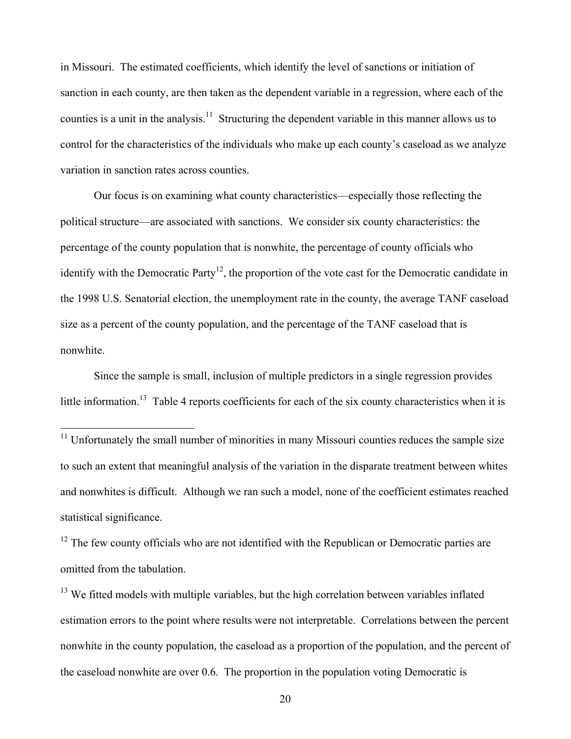in Missouri. The estimated coefficients, which identify the level of sanctions or initiation of sanction in each county, are then taken as the dependent variable in a regression, where each of the counties is a unit in the analysis.[11] Structuring the dependent variable in this manner allows us to control for the characteristics of the individuals who make up each county's caseload as we analyze variation in sanction rates across counties.

Our focus is on examining what county characteristics—especially those reflecting the political structure—are associated with sanctions. We consider six county characteristics: the percentage of the county population that is nonwhite, the percentage of county officials who identify with the Democratic Party[12], the proportion of the vote cast for the Democratic candidate in the 1998 U.S. Senatorial election, the unemployment rate in the county, the average TANF caseload size as a percent of the county population, and the percentage of the TANF caseload that is nonwhite.

Since the sample is small, inclusion of multiple predictors in a single regression provides little information.[13] Table 4 reports coefficients for each of the six county characteristics when it is

---

[11] Unfortunately the small number of minorities in many Missouri counties reduces the sample size to such an extent that meaningful analysis of the variation in the disparate treatment between whites and nonwhites is difficult. Although we ran such a model, none of the coefficient estimates reached statistical significance.

[12] The few county officials who are not identified with the Republican or Democratic parties are omitted from the tabulation.

[13] We fitted models with multiple variables, but the high correlation between variables inflated estimation errors to the point where results were not interpretable. Correlations between the percent nonwhite in the county population, the caseload as a proportion of the population, and the percent of the caseload nonwhite are over 0.6. The proportion in the population voting Democratic is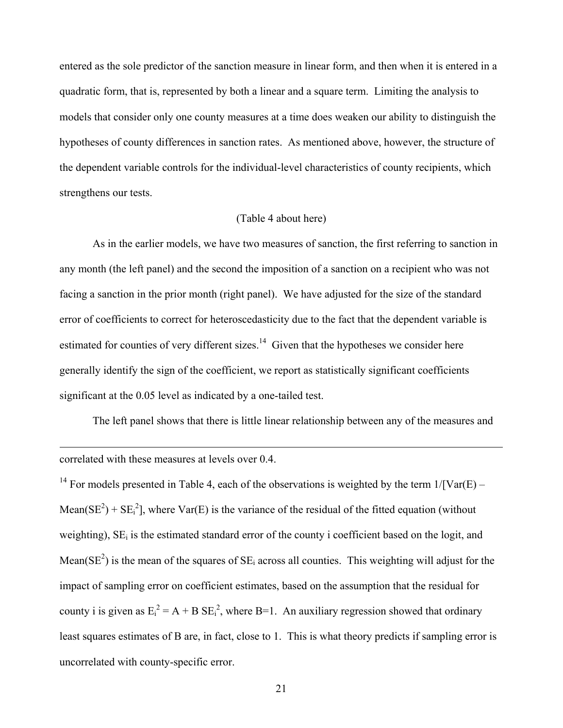entered as the sole predictor of the sanction measure in linear form, and then when it is entered in a quadratic form, that is, represented by both a linear and a square term. Limiting the analysis to models that consider only one county measures at a time does weaken our ability to distinguish the hypotheses of county differences in sanction rates. As mentioned above, however, the structure of the dependent variable controls for the individual-level characteristics of county recipients, which strengthens our tests.

(Table 4 about here)

As in the earlier models, we have two measures of sanction, the first referring to sanction in any month (the left panel) and the second the imposition of a sanction on a recipient who was not facing a sanction in the prior month (right panel). We have adjusted for the size of the standard error of coefficients to correct for heteroscedasticity due to the fact that the dependent variable is estimated for counties of very different sizes.[14] Given that the hypotheses we consider here generally identify the sign of the coefficient, we report as statistically significant coefficients significant at the 0.05 level as indicated by a one-tailed test.

The left panel shows that there is little linear relationship between any of the measures and

---

correlated with these measures at levels over 0.4.

[14] For models presented in Table 4, each of the observations is weighted by the term $1/[\text{Var}(E) - \text{Mean}(SE^2) + SE_i^2]$, where Var(E) is the variance of the residual of the fitted equation (without weighting), $SE_i$ is the estimated standard error of the county i coefficient based on the logit, and $\text{Mean}(SE^2)$ is the mean of the squares of $SE_i$ across all counties. This weighting will adjust for the impact of sampling error on coefficient estimates, based on the assumption that the residual for county i is given as $E_i^2 = A + B\, SE_i^2$, where B=1. An auxiliary regression showed that ordinary least squares estimates of B are, in fact, close to 1. This is what theory predicts if sampling error is uncorrelated with county-specific error.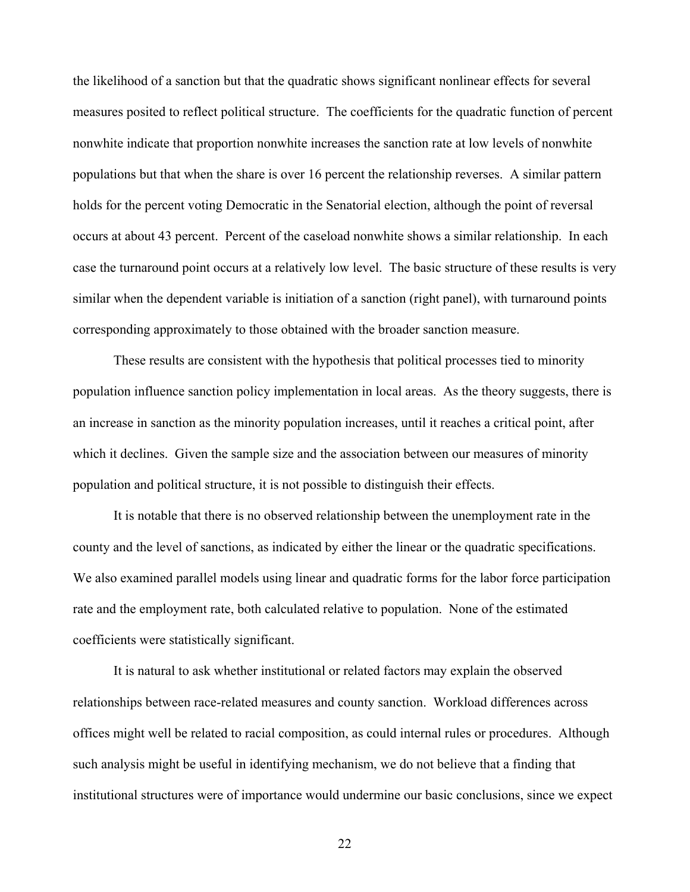the likelihood of a sanction but that the quadratic shows significant nonlinear effects for several measures posited to reflect political structure. The coefficients for the quadratic function of percent nonwhite indicate that proportion nonwhite increases the sanction rate at low levels of nonwhite populations but that when the share is over 16 percent the relationship reverses. A similar pattern holds for the percent voting Democratic in the Senatorial election, although the point of reversal occurs at about 43 percent. Percent of the caseload nonwhite shows a similar relationship. In each case the turnaround point occurs at a relatively low level. The basic structure of these results is very similar when the dependent variable is initiation of a sanction (right panel), with turnaround points corresponding approximately to those obtained with the broader sanction measure.

These results are consistent with the hypothesis that political processes tied to minority population influence sanction policy implementation in local areas. As the theory suggests, there is an increase in sanction as the minority population increases, until it reaches a critical point, after which it declines. Given the sample size and the association between our measures of minority population and political structure, it is not possible to distinguish their effects.

It is notable that there is no observed relationship between the unemployment rate in the county and the level of sanctions, as indicated by either the linear or the quadratic specifications. We also examined parallel models using linear and quadratic forms for the labor force participation rate and the employment rate, both calculated relative to population. None of the estimated coefficients were statistically significant.

It is natural to ask whether institutional or related factors may explain the observed relationships between race-related measures and county sanction. Workload differences across offices might well be related to racial composition, as could internal rules or procedures. Although such analysis might be useful in identifying mechanism, we do not believe that a finding that institutional structures were of importance would undermine our basic conclusions, since we expect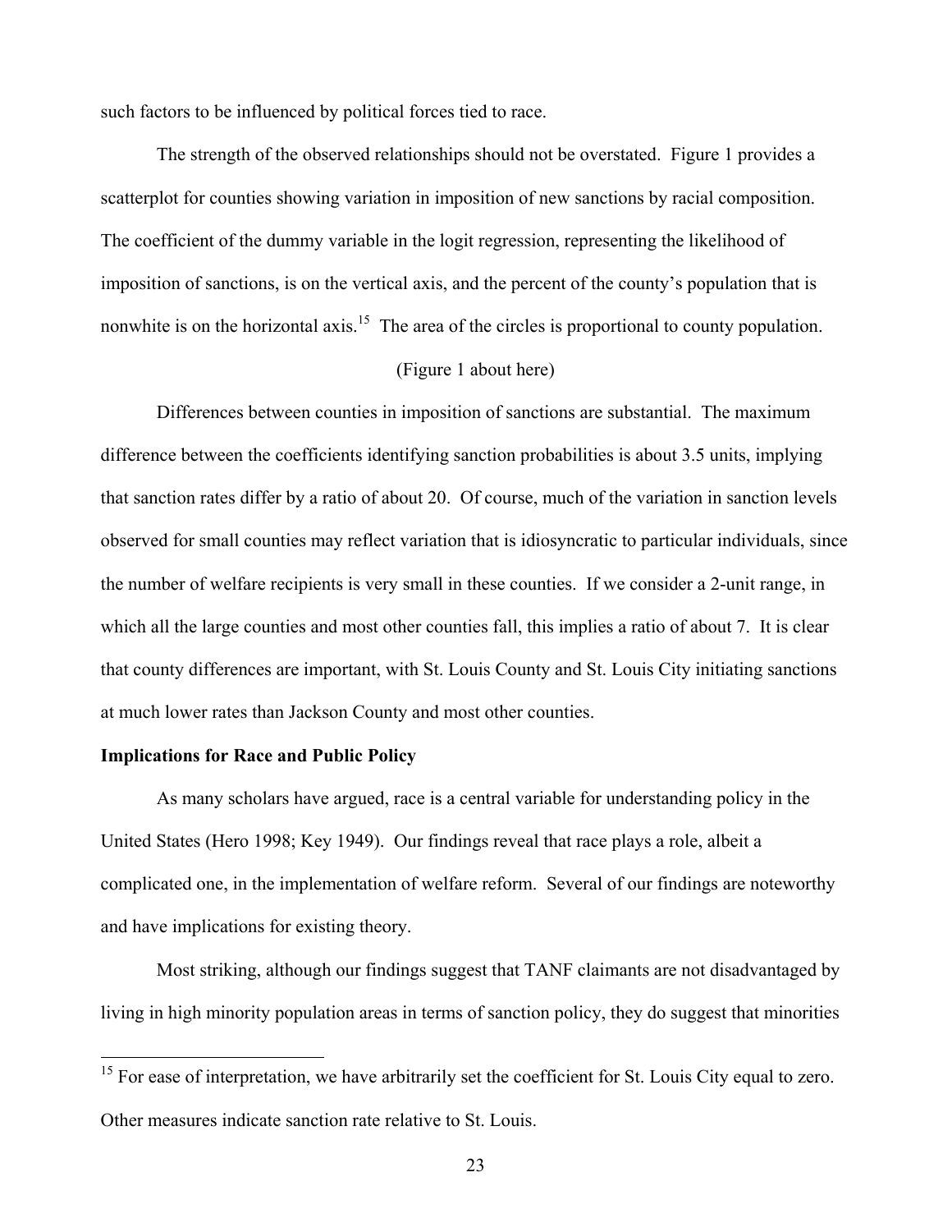such factors to be influenced by political forces tied to race.

The strength of the observed relationships should not be overstated. Figure 1 provides a scatterplot for counties showing variation in imposition of new sanctions by racial composition. The coefficient of the dummy variable in the logit regression, representing the likelihood of imposition of sanctions, is on the vertical axis, and the percent of the county's population that is nonwhite is on the horizontal axis.[15] The area of the circles is proportional to county population.

(Figure 1 about here)

Differences between counties in imposition of sanctions are substantial. The maximum difference between the coefficients identifying sanction probabilities is about 3.5 units, implying that sanction rates differ by a ratio of about 20. Of course, much of the variation in sanction levels observed for small counties may reflect variation that is idiosyncratic to particular individuals, since the number of welfare recipients is very small in these counties. If we consider a 2-unit range, in which all the large counties and most other counties fall, this implies a ratio of about 7. It is clear that county differences are important, with St. Louis County and St. Louis City initiating sanctions at much lower rates than Jackson County and most other counties.

**Implications for Race and Public Policy**

As many scholars have argued, race is a central variable for understanding policy in the United States (Hero 1998; Key 1949). Our findings reveal that race plays a role, albeit a complicated one, in the implementation of welfare reform. Several of our findings are noteworthy and have implications for existing theory.

Most striking, although our findings suggest that TANF claimants are not disadvantaged by living in high minority population areas in terms of sanction policy, they do suggest that minorities

---

[15] For ease of interpretation, we have arbitrarily set the coefficient for St. Louis City equal to zero. Other measures indicate sanction rate relative to St. Louis.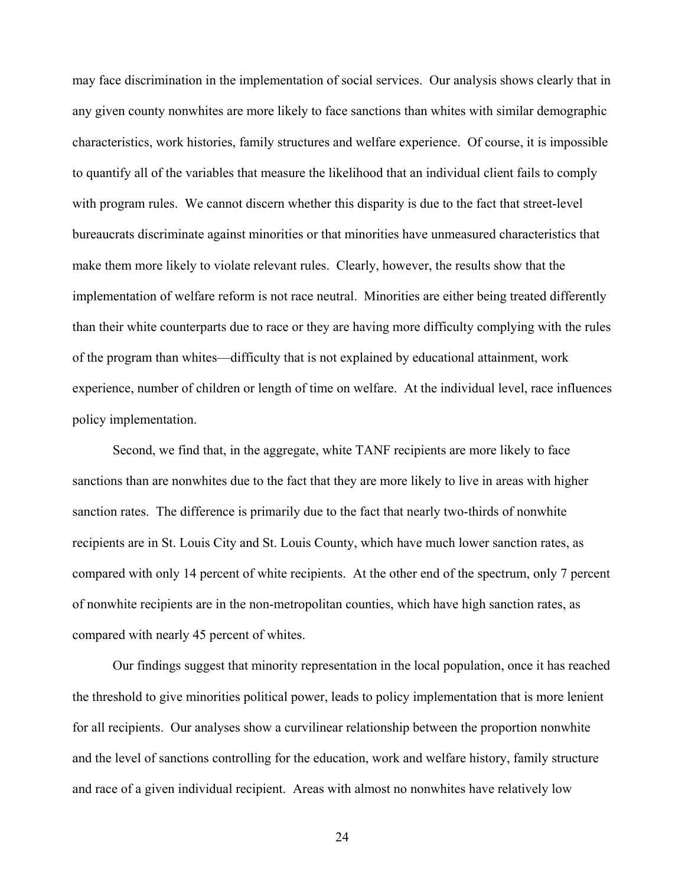may face discrimination in the implementation of social services. Our analysis shows clearly that in any given county nonwhites are more likely to face sanctions than whites with similar demographic characteristics, work histories, family structures and welfare experience. Of course, it is impossible to quantify all of the variables that measure the likelihood that an individual client fails to comply with program rules. We cannot discern whether this disparity is due to the fact that street-level bureaucrats discriminate against minorities or that minorities have unmeasured characteristics that make them more likely to violate relevant rules. Clearly, however, the results show that the implementation of welfare reform is not race neutral. Minorities are either being treated differently than their white counterparts due to race or they are having more difficulty complying with the rules of the program than whites—difficulty that is not explained by educational attainment, work experience, number of children or length of time on welfare. At the individual level, race influences policy implementation.

Second, we find that, in the aggregate, white TANF recipients are more likely to face sanctions than are nonwhites due to the fact that they are more likely to live in areas with higher sanction rates. The difference is primarily due to the fact that nearly two-thirds of nonwhite recipients are in St. Louis City and St. Louis County, which have much lower sanction rates, as compared with only 14 percent of white recipients. At the other end of the spectrum, only 7 percent of nonwhite recipients are in the non-metropolitan counties, which have high sanction rates, as compared with nearly 45 percent of whites.

Our findings suggest that minority representation in the local population, once it has reached the threshold to give minorities political power, leads to policy implementation that is more lenient for all recipients. Our analyses show a curvilinear relationship between the proportion nonwhite and the level of sanctions controlling for the education, work and welfare history, family structure and race of a given individual recipient. Areas with almost no nonwhites have relatively low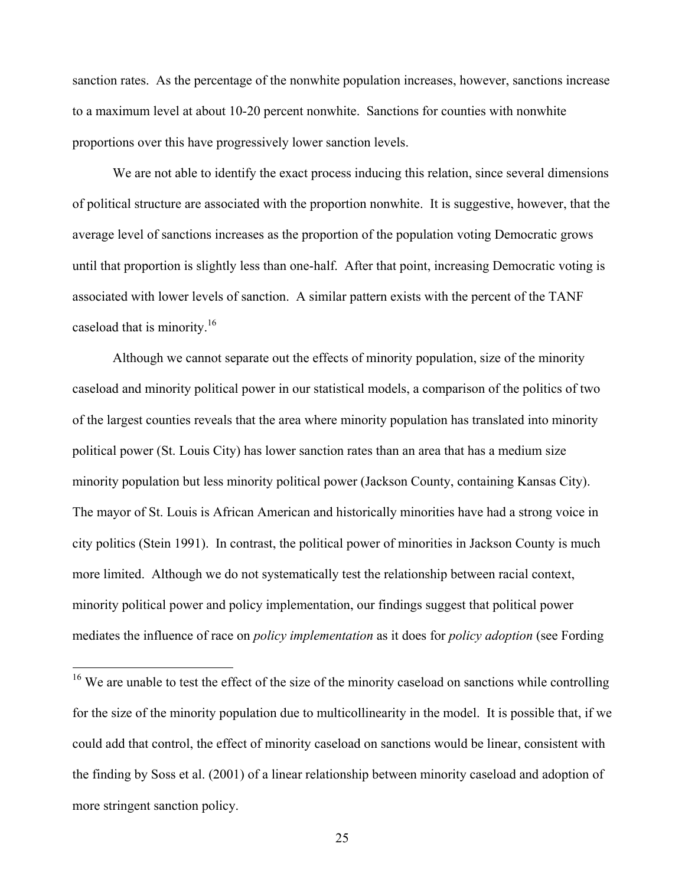sanction rates. As the percentage of the nonwhite population increases, however, sanctions increase to a maximum level at about 10-20 percent nonwhite. Sanctions for counties with nonwhite proportions over this have progressively lower sanction levels.

We are not able to identify the exact process inducing this relation, since several dimensions of political structure are associated with the proportion nonwhite. It is suggestive, however, that the average level of sanctions increases as the proportion of the population voting Democratic grows until that proportion is slightly less than one-half. After that point, increasing Democratic voting is associated with lower levels of sanction. A similar pattern exists with the percent of the TANF caseload that is minority.[16]

Although we cannot separate out the effects of minority population, size of the minority caseload and minority political power in our statistical models, a comparison of the politics of two of the largest counties reveals that the area where minority population has translated into minority political power (St. Louis City) has lower sanction rates than an area that has a medium size minority population but less minority political power (Jackson County, containing Kansas City). The mayor of St. Louis is African American and historically minorities have had a strong voice in city politics (Stein 1991). In contrast, the political power of minorities in Jackson County is much more limited. Although we do not systematically test the relationship between racial context, minority political power and policy implementation, our findings suggest that political power mediates the influence of race on *policy implementation* as it does for *policy adoption* (see Fording

[16] We are unable to test the effect of the size of the minority caseload on sanctions while controlling for the size of the minority population due to multicollinearity in the model. It is possible that, if we could add that control, the effect of minority caseload on sanctions would be linear, consistent with the finding by Soss et al. (2001) of a linear relationship between minority caseload and adoption of more stringent sanction policy.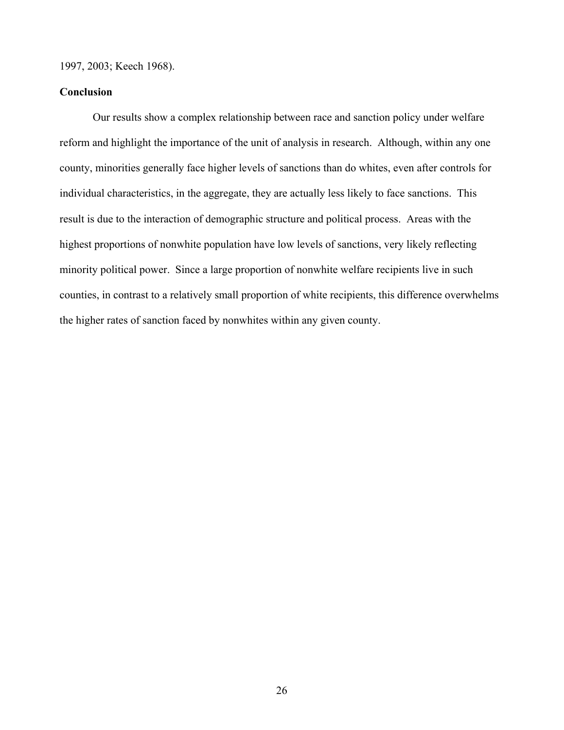1997, 2003; Keech 1968).

**Conclusion**

Our results show a complex relationship between race and sanction policy under welfare reform and highlight the importance of the unit of analysis in research. Although, within any one county, minorities generally face higher levels of sanctions than do whites, even after controls for individual characteristics, in the aggregate, they are actually less likely to face sanctions. This result is due to the interaction of demographic structure and political process. Areas with the highest proportions of nonwhite population have low levels of sanctions, very likely reflecting minority political power. Since a large proportion of nonwhite welfare recipients live in such counties, in contrast to a relatively small proportion of white recipients, this difference overwhelms the higher rates of sanction faced by nonwhites within any given county.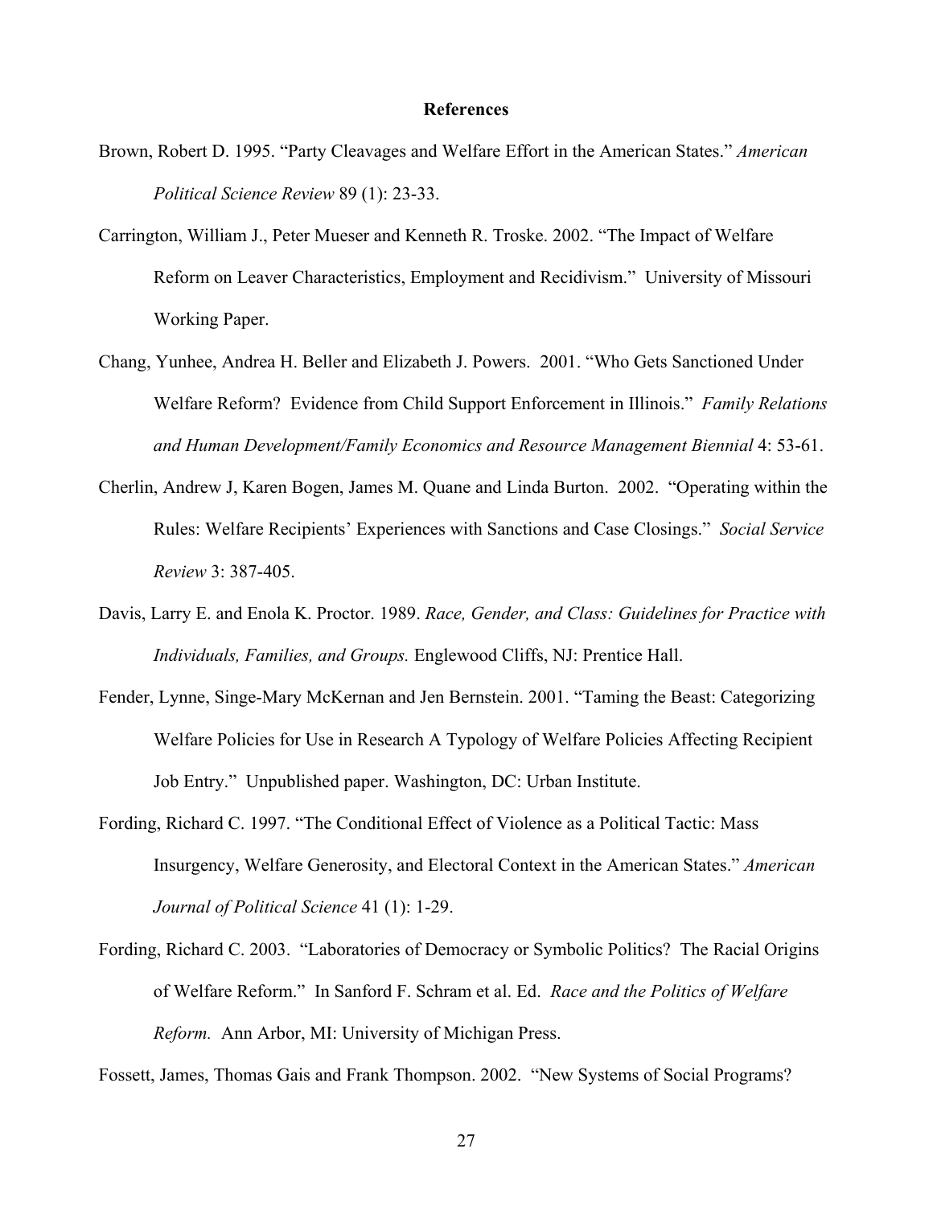**References**

Brown, Robert D. 1995. "Party Cleavages and Welfare Effort in the American States." *American Political Science Review* 89 (1): 23-33.

Carrington, William J., Peter Mueser and Kenneth R. Troske. 2002. "The Impact of Welfare Reform on Leaver Characteristics, Employment and Recidivism." University of Missouri Working Paper.

Chang, Yunhee, Andrea H. Beller and Elizabeth J. Powers. 2001. "Who Gets Sanctioned Under Welfare Reform? Evidence from Child Support Enforcement in Illinois." *Family Relations and Human Development/Family Economics and Resource Management Biennial* 4: 53-61.

Cherlin, Andrew J, Karen Bogen, James M. Quane and Linda Burton. 2002. "Operating within the Rules: Welfare Recipients' Experiences with Sanctions and Case Closings." *Social Service Review* 3: 387-405.

Davis, Larry E. and Enola K. Proctor. 1989. *Race, Gender, and Class: Guidelines for Practice with Individuals, Families, and Groups.* Englewood Cliffs, NJ: Prentice Hall.

Fender, Lynne, Singe-Mary McKernan and Jen Bernstein. 2001. "Taming the Beast: Categorizing Welfare Policies for Use in Research A Typology of Welfare Policies Affecting Recipient Job Entry." Unpublished paper. Washington, DC: Urban Institute.

Fording, Richard C. 1997. "The Conditional Effect of Violence as a Political Tactic: Mass Insurgency, Welfare Generosity, and Electoral Context in the American States." *American Journal of Political Science* 41 (1): 1-29.

Fording, Richard C. 2003. "Laboratories of Democracy or Symbolic Politics? The Racial Origins of Welfare Reform." In Sanford F. Schram et al. Ed. *Race and the Politics of Welfare Reform.* Ann Arbor, MI: University of Michigan Press.

Fossett, James, Thomas Gais and Frank Thompson. 2002. "New Systems of Social Programs?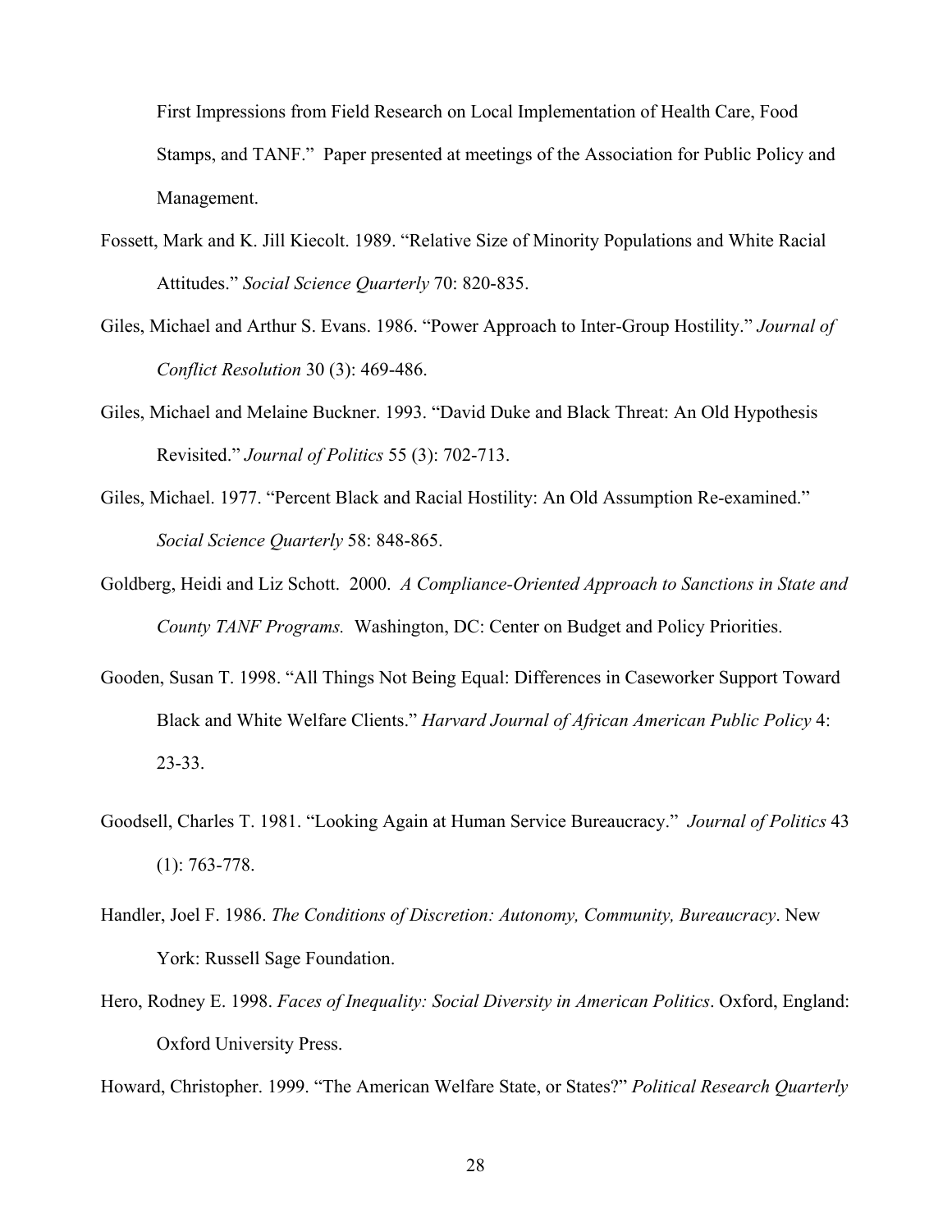First Impressions from Field Research on Local Implementation of Health Care, Food Stamps, and TANF." Paper presented at meetings of the Association for Public Policy and Management.

Fossett, Mark and K. Jill Kiecolt. 1989. "Relative Size of Minority Populations and White Racial Attitudes." *Social Science Quarterly* 70: 820-835.

Giles, Michael and Arthur S. Evans. 1986. "Power Approach to Inter-Group Hostility." *Journal of Conflict Resolution* 30 (3): 469-486.

Giles, Michael and Melaine Buckner. 1993. "David Duke and Black Threat: An Old Hypothesis Revisited." *Journal of Politics* 55 (3): 702-713.

Giles, Michael. 1977. "Percent Black and Racial Hostility: An Old Assumption Re-examined." *Social Science Quarterly* 58: 848-865.

Goldberg, Heidi and Liz Schott. 2000. *A Compliance-Oriented Approach to Sanctions in State and County TANF Programs.* Washington, DC: Center on Budget and Policy Priorities.

Gooden, Susan T. 1998. "All Things Not Being Equal: Differences in Caseworker Support Toward Black and White Welfare Clients." *Harvard Journal of African American Public Policy* 4: 23-33.

Goodsell, Charles T. 1981. "Looking Again at Human Service Bureaucracy." *Journal of Politics* 43 (1): 763-778.

Handler, Joel F. 1986. *The Conditions of Discretion: Autonomy, Community, Bureaucracy*. New York: Russell Sage Foundation.

Hero, Rodney E. 1998. *Faces of Inequality: Social Diversity in American Politics*. Oxford, England: Oxford University Press.

Howard, Christopher. 1999. "The American Welfare State, or States?" *Political Research Quarterly*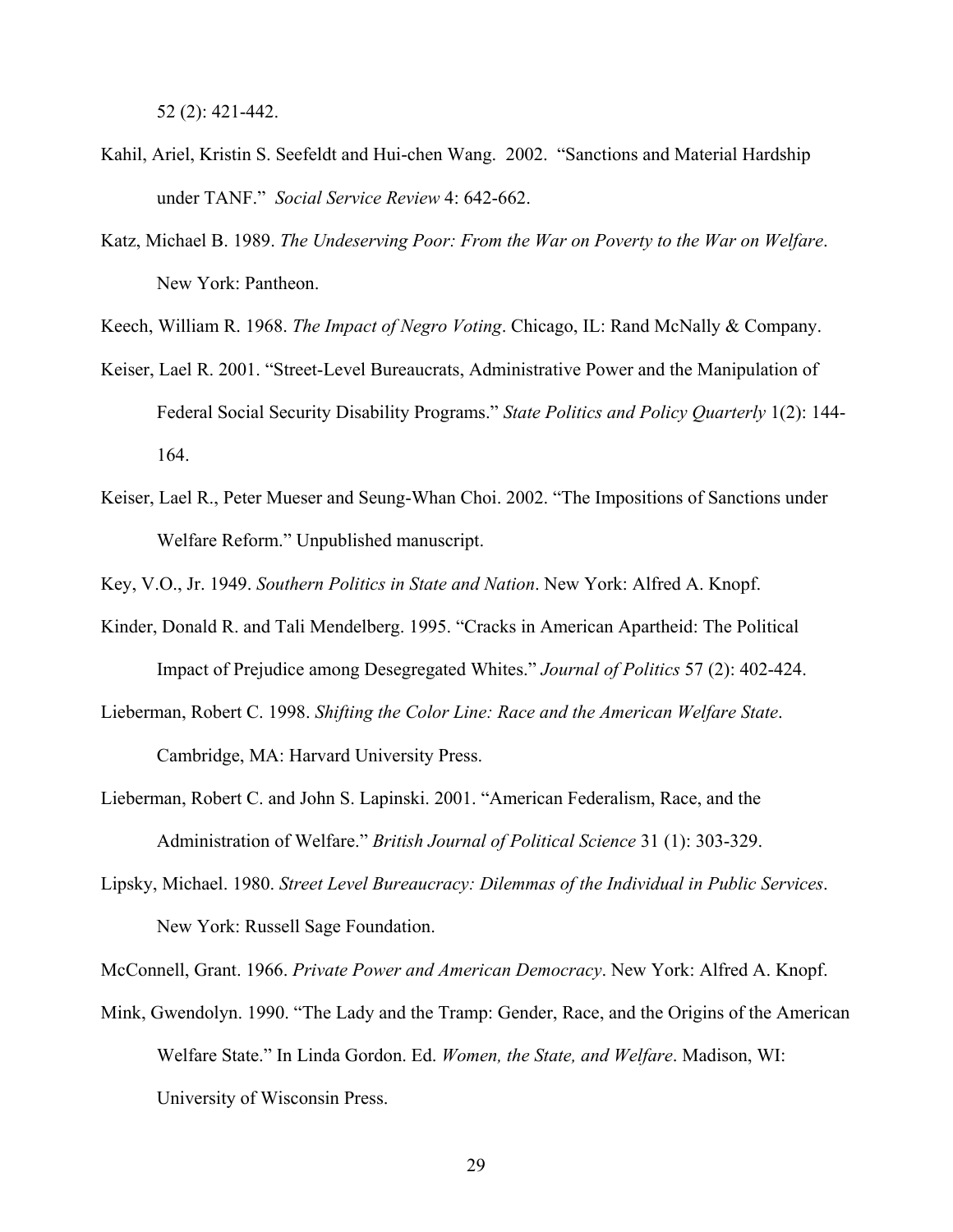52 (2): 421-442.

Kahil, Ariel, Kristin S. Seefeldt and Hui-chen Wang. 2002. "Sanctions and Material Hardship under TANF." *Social Service Review* 4: 642-662.

Katz, Michael B. 1989. *The Undeserving Poor: From the War on Poverty to the War on Welfare*. New York: Pantheon.

Keech, William R. 1968. *The Impact of Negro Voting*. Chicago, IL: Rand McNally & Company.

Keiser, Lael R. 2001. "Street-Level Bureaucrats, Administrative Power and the Manipulation of Federal Social Security Disability Programs." *State Politics and Policy Quarterly* 1(2): 144-164.

Keiser, Lael R., Peter Mueser and Seung-Whan Choi. 2002. "The Impositions of Sanctions under Welfare Reform." Unpublished manuscript.

Key, V.O., Jr. 1949. *Southern Politics in State and Nation*. New York: Alfred A. Knopf.

Kinder, Donald R. and Tali Mendelberg. 1995. "Cracks in American Apartheid: The Political Impact of Prejudice among Desegregated Whites." *Journal of Politics* 57 (2): 402-424.

Lieberman, Robert C. 1998. *Shifting the Color Line: Race and the American Welfare State*. Cambridge, MA: Harvard University Press.

Lieberman, Robert C. and John S. Lapinski. 2001. "American Federalism, Race, and the Administration of Welfare." *British Journal of Political Science* 31 (1): 303-329.

Lipsky, Michael. 1980. *Street Level Bureaucracy: Dilemmas of the Individual in Public Services*. New York: Russell Sage Foundation.

McConnell, Grant. 1966. *Private Power and American Democracy*. New York: Alfred A. Knopf.

Mink, Gwendolyn. 1990. "The Lady and the Tramp: Gender, Race, and the Origins of the American Welfare State." In Linda Gordon. Ed. *Women, the State, and Welfare*. Madison, WI: University of Wisconsin Press.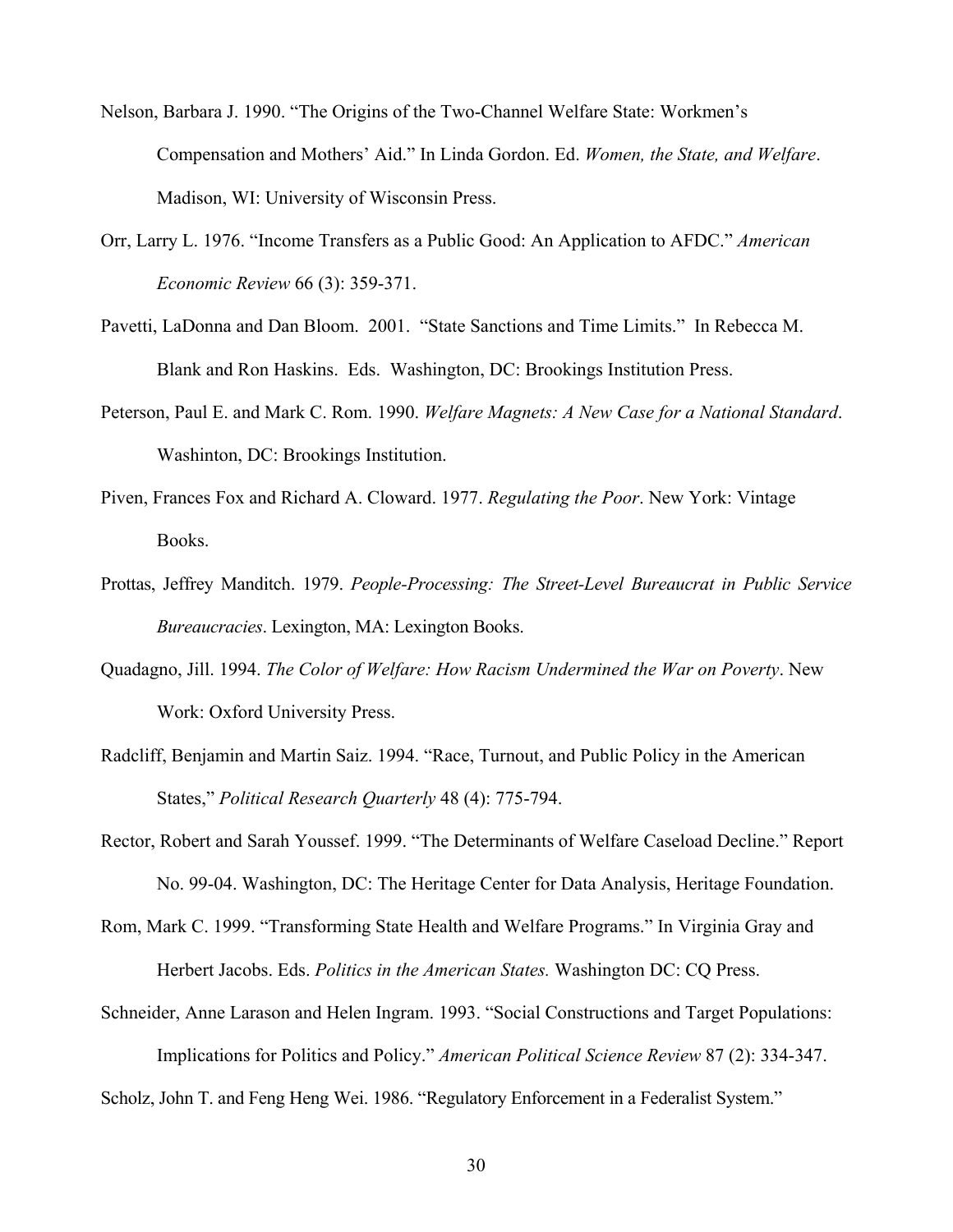Nelson, Barbara J. 1990. "The Origins of the Two-Channel Welfare State: Workmen's Compensation and Mothers' Aid." In Linda Gordon. Ed. *Women, the State, and Welfare*. Madison, WI: University of Wisconsin Press.

Orr, Larry L. 1976. "Income Transfers as a Public Good: An Application to AFDC." *American Economic Review* 66 (3): 359-371.

Pavetti, LaDonna and Dan Bloom. 2001. "State Sanctions and Time Limits." In Rebecca M. Blank and Ron Haskins. Eds. Washington, DC: Brookings Institution Press.

Peterson, Paul E. and Mark C. Rom. 1990. *Welfare Magnets: A New Case for a National Standard*. Washinton, DC: Brookings Institution.

Piven, Frances Fox and Richard A. Cloward. 1977. *Regulating the Poor*. New York: Vintage Books.

Prottas, Jeffrey Manditch. 1979. *People-Processing: The Street-Level Bureaucrat in Public Service Bureaucracies*. Lexington, MA: Lexington Books.

Quadagno, Jill. 1994. *The Color of Welfare: How Racism Undermined the War on Poverty*. New Work: Oxford University Press.

Radcliff, Benjamin and Martin Saiz. 1994. "Race, Turnout, and Public Policy in the American States," *Political Research Quarterly* 48 (4): 775-794.

Rector, Robert and Sarah Youssef. 1999. "The Determinants of Welfare Caseload Decline." Report No. 99-04. Washington, DC: The Heritage Center for Data Analysis, Heritage Foundation.

Rom, Mark C. 1999. "Transforming State Health and Welfare Programs." In Virginia Gray and Herbert Jacobs. Eds. *Politics in the American States.* Washington DC: CQ Press.

Schneider, Anne Larason and Helen Ingram. 1993. "Social Constructions and Target Populations: Implications for Politics and Policy." *American Political Science Review* 87 (2): 334-347.

Scholz, John T. and Feng Heng Wei. 1986. "Regulatory Enforcement in a Federalist System."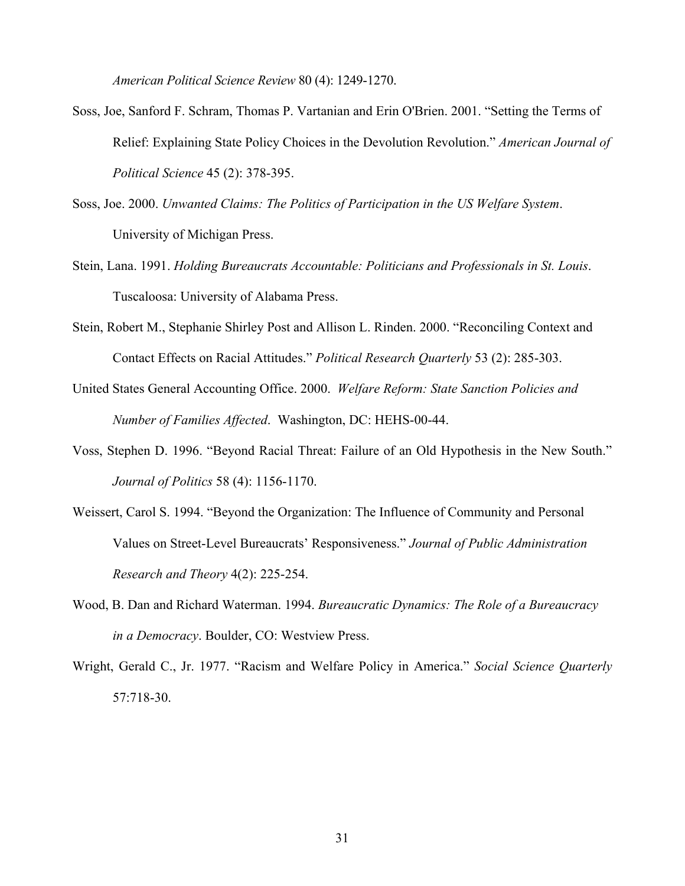*American Political Science Review* 80 (4): 1249-1270.

Soss, Joe, Sanford F. Schram, Thomas P. Vartanian and Erin O'Brien. 2001. "Setting the Terms of Relief: Explaining State Policy Choices in the Devolution Revolution." *American Journal of Political Science* 45 (2): 378-395.

Soss, Joe. 2000. *Unwanted Claims: The Politics of Participation in the US Welfare System*. University of Michigan Press.

Stein, Lana. 1991. *Holding Bureaucrats Accountable: Politicians and Professionals in St. Louis*. Tuscaloosa: University of Alabama Press.

Stein, Robert M., Stephanie Shirley Post and Allison L. Rinden. 2000. "Reconciling Context and Contact Effects on Racial Attitudes." *Political Research Quarterly* 53 (2): 285-303.

United States General Accounting Office. 2000. *Welfare Reform: State Sanction Policies and Number of Families Affected*. Washington, DC: HEHS-00-44.

Voss, Stephen D. 1996. "Beyond Racial Threat: Failure of an Old Hypothesis in the New South." *Journal of Politics* 58 (4): 1156-1170.

Weissert, Carol S. 1994. "Beyond the Organization: The Influence of Community and Personal Values on Street-Level Bureaucrats' Responsiveness." *Journal of Public Administration Research and Theory* 4(2): 225-254.

Wood, B. Dan and Richard Waterman. 1994. *Bureaucratic Dynamics: The Role of a Bureaucracy in a Democracy*. Boulder, CO: Westview Press.

Wright, Gerald C., Jr. 1977. "Racism and Welfare Policy in America." *Social Science Quarterly* 57:718-30.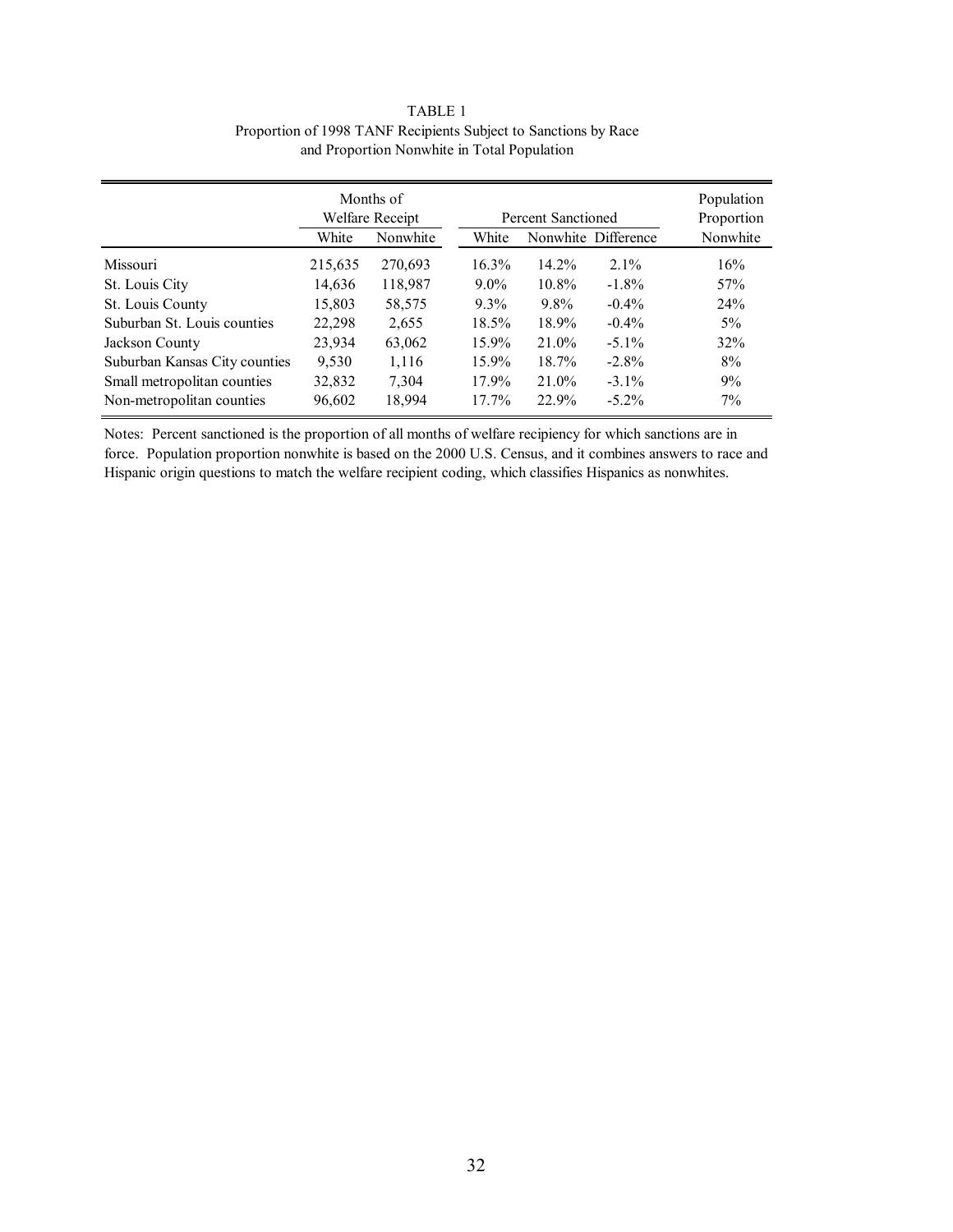TABLE 1
Proportion of 1998 TANF Recipients Subject to Sanctions by Race and Proportion Nonwhite in Total Population

| | Months of Welfare Receipt | | Percent Sanctioned | | | Population Proportion |
|---|---|---|---|---|---|---|
| | White | Nonwhite | White | Nonwhite | Difference | Nonwhite |
| Missouri | 215,635 | 270,693 | 16.3% | 14.2% | 2.1% | 16% |
| St. Louis City | 14,636 | 118,987 | 9.0% | 10.8% | -1.8% | 57% |
| St. Louis County | 15,803 | 58,575 | 9.3% | 9.8% | -0.4% | 24% |
| Suburban St. Louis counties | 22,298 | 2,655 | 18.5% | 18.9% | -0.4% | 5% |
| Jackson County | 23,934 | 63,062 | 15.9% | 21.0% | -5.1% | 32% |
| Suburban Kansas City counties | 9,530 | 1,116 | 15.9% | 18.7% | -2.8% | 8% |
| Small metropolitan counties | 32,832 | 7,304 | 17.9% | 21.0% | -3.1% | 9% |
| Non-metropolitan counties | 96,602 | 18,994 | 17.7% | 22.9% | -5.2% | 7% |

Notes: Percent sanctioned is the proportion of all months of welfare recipiency for which sanctions are in force. Population proportion nonwhite is based on the 2000 U.S. Census, and it combines answers to race and Hispanic origin questions to match the welfare recipient coding, which classifies Hispanics as nonwhites.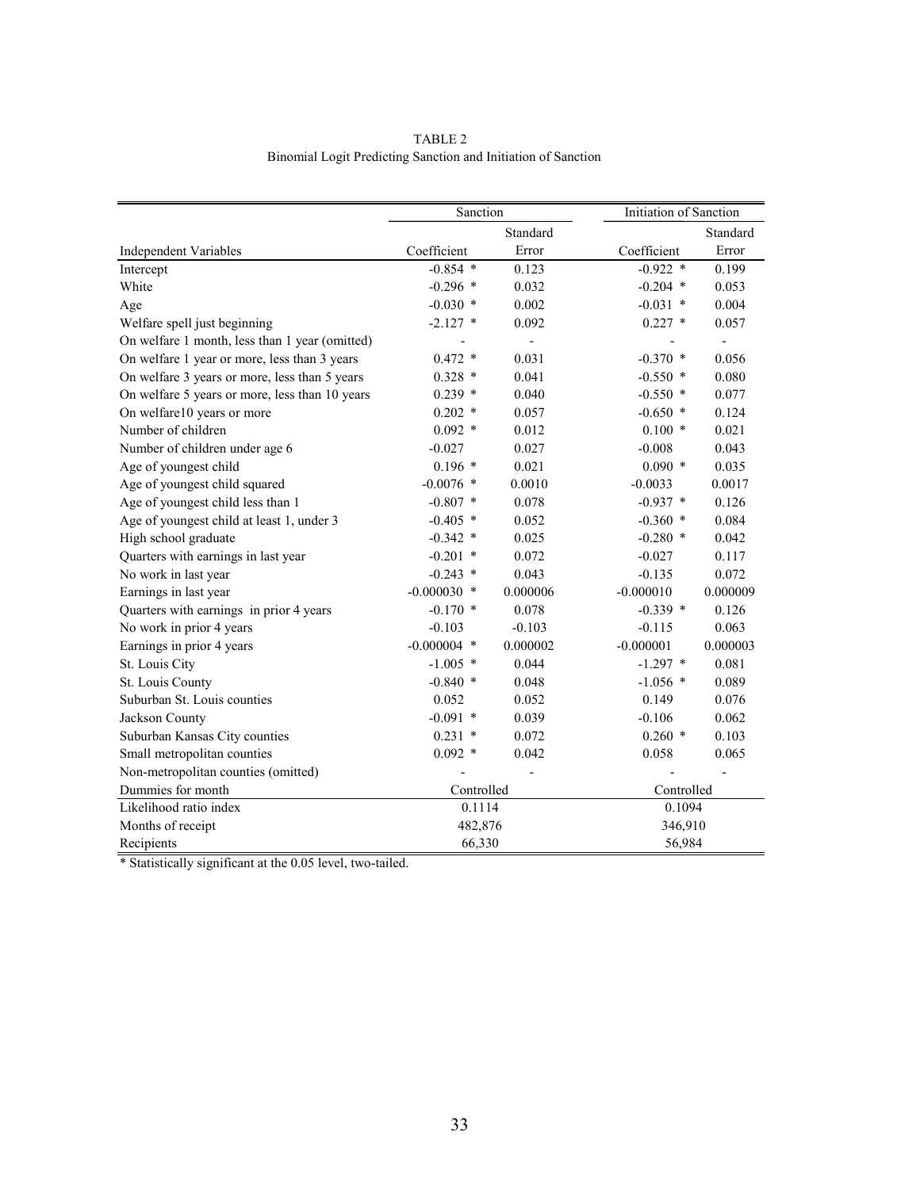TABLE 2
Binomial Logit Predicting Sanction and Initiation of Sanction

| | Sanction | | Initiation of Sanction | |
|---|---|---|---|---|
| Independent Variables | Coefficient | Standard Error | Coefficient | Standard Error |
| Intercept | -0.854 * | 0.123 | -0.922 * | 0.199 |
| White | -0.296 * | 0.032 | -0.204 * | 0.053 |
| Age | -0.030 * | 0.002 | -0.031 * | 0.004 |
| Welfare spell just beginning | -2.127 * | 0.092 | 0.227 * | 0.057 |
| On welfare 1 month, less than 1 year (omitted) | - | - | - | - |
| On welfare 1 year or more, less than 3 years | 0.472 * | 0.031 | -0.370 * | 0.056 |
| On welfare 3 years or more, less than 5 years | 0.328 * | 0.041 | -0.550 * | 0.080 |
| On welfare 5 years or more, less than 10 years | 0.239 * | 0.040 | -0.550 * | 0.077 |
| On welfare10 years or more | 0.202 * | 0.057 | -0.650 * | 0.124 |
| Number of children | 0.092 * | 0.012 | 0.100 * | 0.021 |
| Number of children under age 6 | -0.027 | 0.027 | -0.008 | 0.043 |
| Age of youngest child | 0.196 * | 0.021 | 0.090 * | 0.035 |
| Age of youngest child squared | -0.0076 * | 0.0010 | -0.0033 | 0.0017 |
| Age of youngest child less than 1 | -0.807 * | 0.078 | -0.937 * | 0.126 |
| Age of youngest child at least 1, under 3 | -0.405 * | 0.052 | -0.360 * | 0.084 |
| High school graduate | -0.342 * | 0.025 | -0.280 * | 0.042 |
| Quarters with earnings in last year | -0.201 * | 0.072 | -0.027 | 0.117 |
| No work in last year | -0.243 * | 0.043 | -0.135 | 0.072 |
| Earnings in last year | -0.000030 * | 0.000006 | -0.000010 | 0.000009 |
| Quarters with earnings in prior 4 years | -0.170 * | 0.078 | -0.339 * | 0.126 |
| No work in prior 4 years | -0.103 | -0.103 | -0.115 | 0.063 |
| Earnings in prior 4 years | -0.000004 * | 0.000002 | -0.000001 | 0.000003 |
| St. Louis City | -1.005 * | 0.044 | -1.297 * | 0.081 |
| St. Louis County | -0.840 * | 0.048 | -1.056 * | 0.089 |
| Suburban St. Louis counties | 0.052 | 0.052 | 0.149 | 0.076 |
| Jackson County | -0.091 * | 0.039 | -0.106 | 0.062 |
| Suburban Kansas City counties | 0.231 * | 0.072 | 0.260 * | 0.103 |
| Small metropolitan counties | 0.092 * | 0.042 | 0.058 | 0.065 |
| Non-metropolitan counties (omitted) | - | - | - | - |
| Dummies for month | Controlled | | Controlled | |
| Likelihood ratio index | 0.1114 | | 0.1094 | |
| Months of receipt | 482,876 | | 346,910 | |
| Recipients | 66,330 | | 56,984 | |

* Statistically significant at the 0.05 level, two-tailed.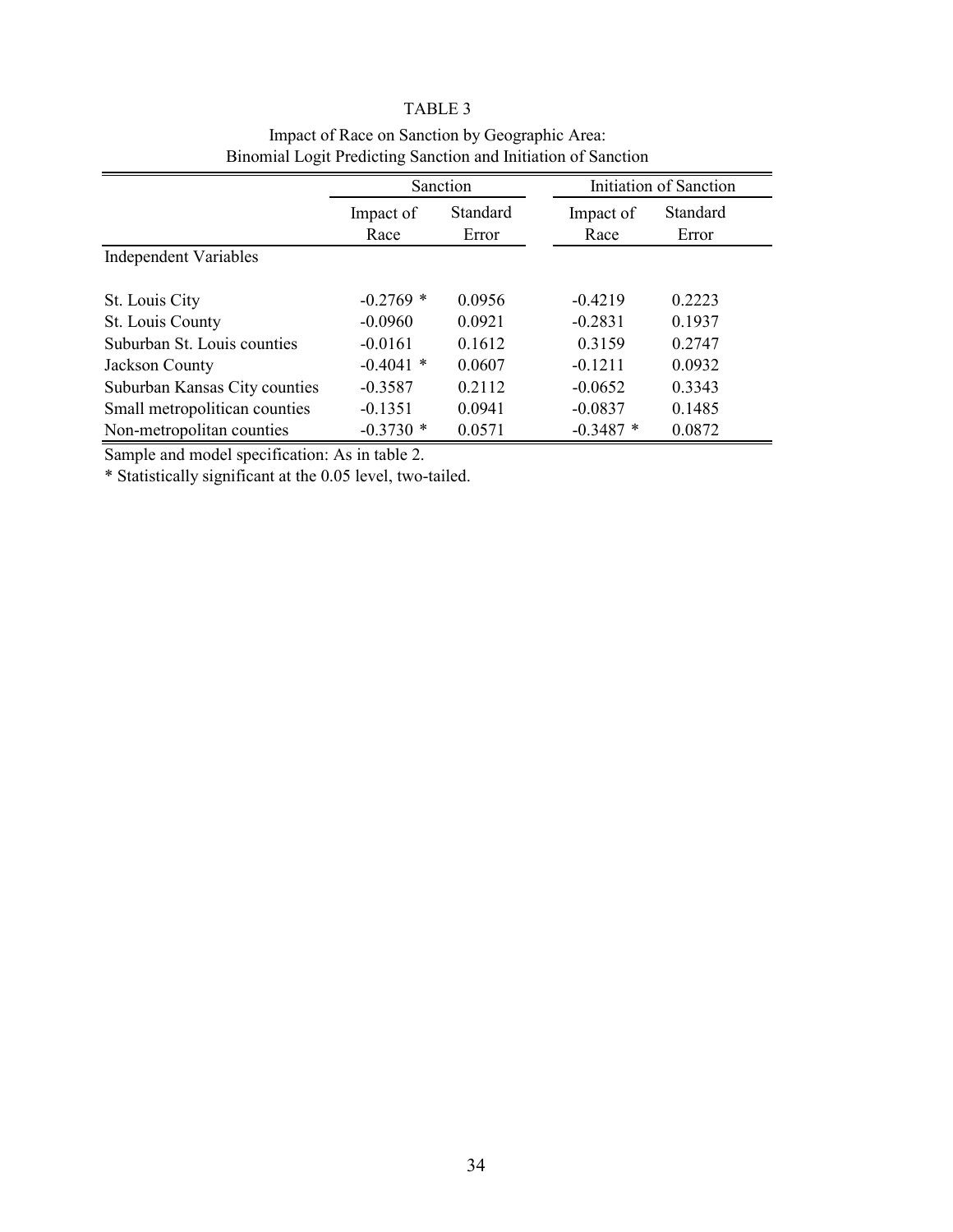TABLE 3

Impact of Race on Sanction by Geographic Area:
Binomial Logit Predicting Sanction and Initiation of Sanction

| | Sanction | | Initiation of Sanction | |
|---|---|---|---|---|
| | Impact of Race | Standard Error | Impact of Race | Standard Error |
| Independent Variables | | | | |
| St. Louis City | -0.2769 * | 0.0956 | -0.4219 | 0.2223 |
| St. Louis County | -0.0960 | 0.0921 | -0.2831 | 0.1937 |
| Suburban St. Louis counties | -0.0161 | 0.1612 | 0.3159 | 0.2747 |
| Jackson County | -0.4041 * | 0.0607 | -0.1211 | 0.0932 |
| Suburban Kansas City counties | -0.3587 | 0.2112 | -0.0652 | 0.3343 |
| Small metropolitican counties | -0.1351 | 0.0941 | -0.0837 | 0.1485 |
| Non-metropolitan counties | -0.3730 * | 0.0571 | -0.3487 * | 0.0872 |

Sample and model specification: As in table 2.

* Statistically significant at the 0.05 level, two-tailed.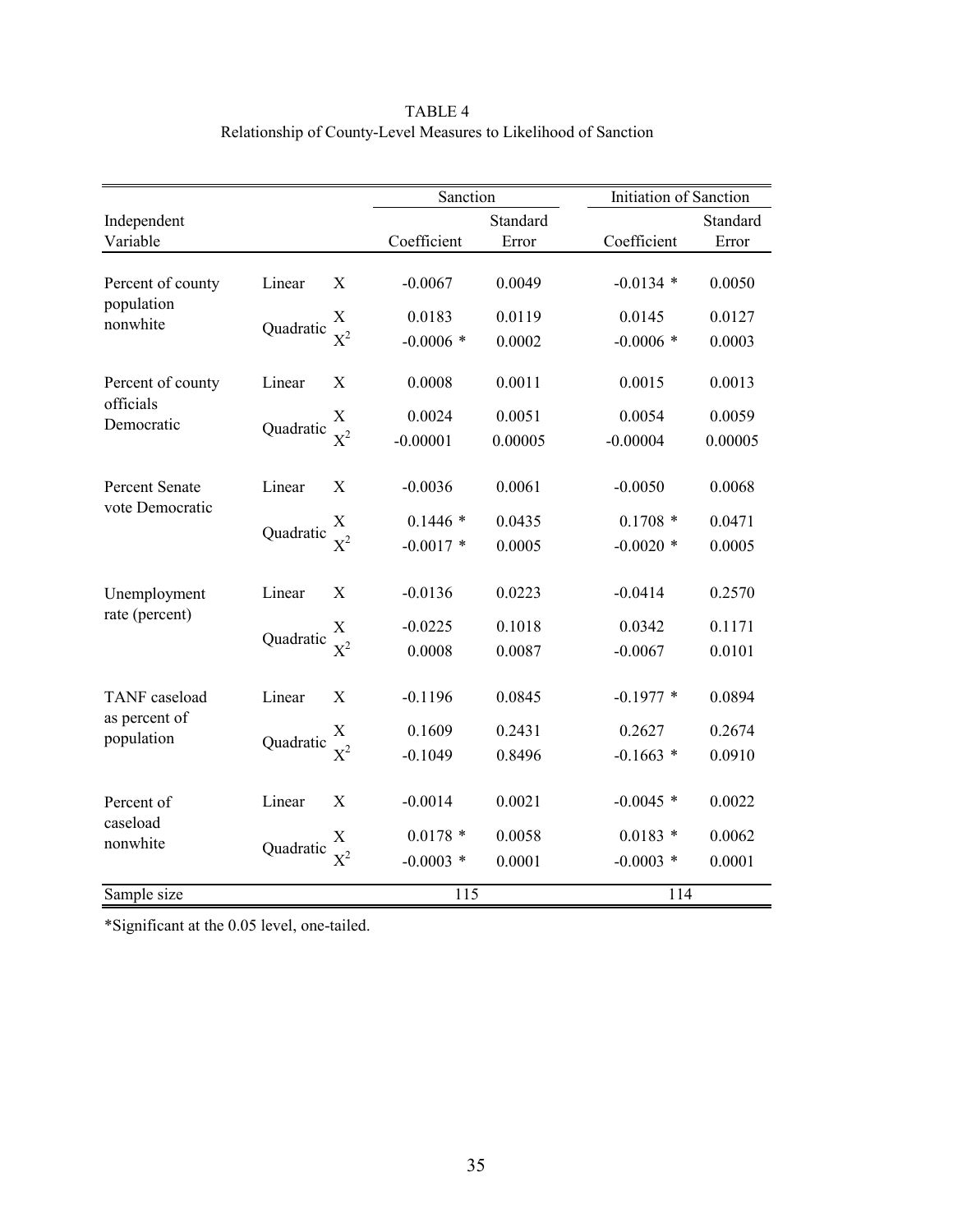TABLE 4
Relationship of County-Level Measures to Likelihood of Sanction

| Independent Variable | | | Sanction | | Initiation of Sanction | |
|---|---|---|---|---|---|---|
| | | | Coefficient | Standard Error | Coefficient | Standard Error |
| Percent of county population nonwhite | Linear | X | -0.0067 | 0.0049 | -0.0134 * | 0.0050 |
| | Quadratic | X | 0.0183 | 0.0119 | 0.0145 | 0.0127 |
| | | $X^2$ | -0.0006 * | 0.0002 | -0.0006 * | 0.0003 |
| Percent of county officials Democratic | Linear | X | 0.0008 | 0.0011 | 0.0015 | 0.0013 |
| | Quadratic | X | 0.0024 | 0.0051 | 0.0054 | 0.0059 |
| | | $X^2$ | -0.00001 | 0.00005 | -0.00004 | 0.00005 |
| Percent Senate vote Democratic | Linear | X | -0.0036 | 0.0061 | -0.0050 | 0.0068 |
| | Quadratic | X | 0.1446 * | 0.0435 | 0.1708 * | 0.0471 |
| | | $X^2$ | -0.0017 * | 0.0005 | -0.0020 * | 0.0005 |
| Unemployment rate (percent) | Linear | X | -0.0136 | 0.0223 | -0.0414 | 0.2570 |
| | Quadratic | X | -0.0225 | 0.1018 | 0.0342 | 0.1171 |
| | | $X^2$ | 0.0008 | 0.0087 | -0.0067 | 0.0101 |
| TANF caseload as percent of population | Linear | X | -0.1196 | 0.0845 | -0.1977 * | 0.0894 |
| | Quadratic | X | 0.1609 | 0.2431 | 0.2627 | 0.2674 |
| | | $X^2$ | -0.1049 | 0.8496 | -0.1663 * | 0.0910 |
| Percent of caseload nonwhite | Linear | X | -0.0014 | 0.0021 | -0.0045 * | 0.0022 |
| | Quadratic | X | 0.0178 * | 0.0058 | 0.0183 * | 0.0062 |
| | | $X^2$ | -0.0003 * | 0.0001 | -0.0003 * | 0.0001 |
| Sample size | | | 115 | | 114 | |

*Significant at the 0.05 level, one-tailed.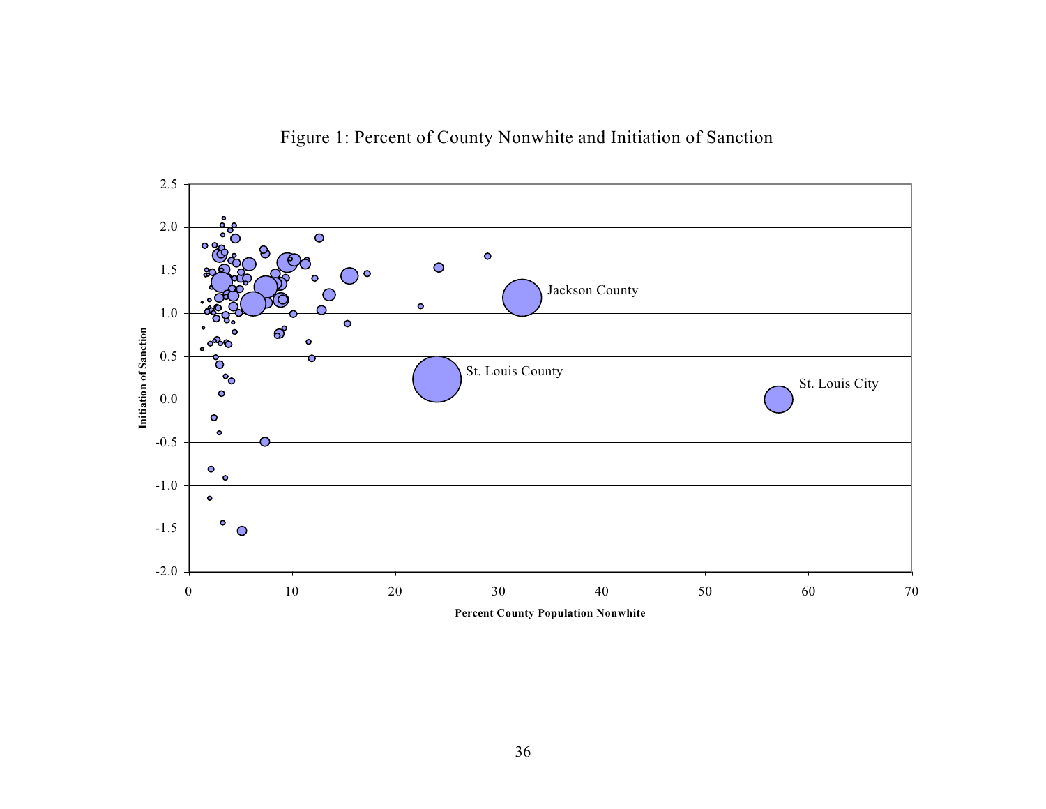Figure 1: Percent of County Nonwhite and Initiation of Sanction

Initiation of Sanction

2.5
2.0
1.5
1.0
0.5
0.0
-0.5
-1.0
-1.5
-2.0

Jackson County

St. Louis County

St. Louis City

0
10
20
30
40
50
60
70

Percent County Population Nonwhite